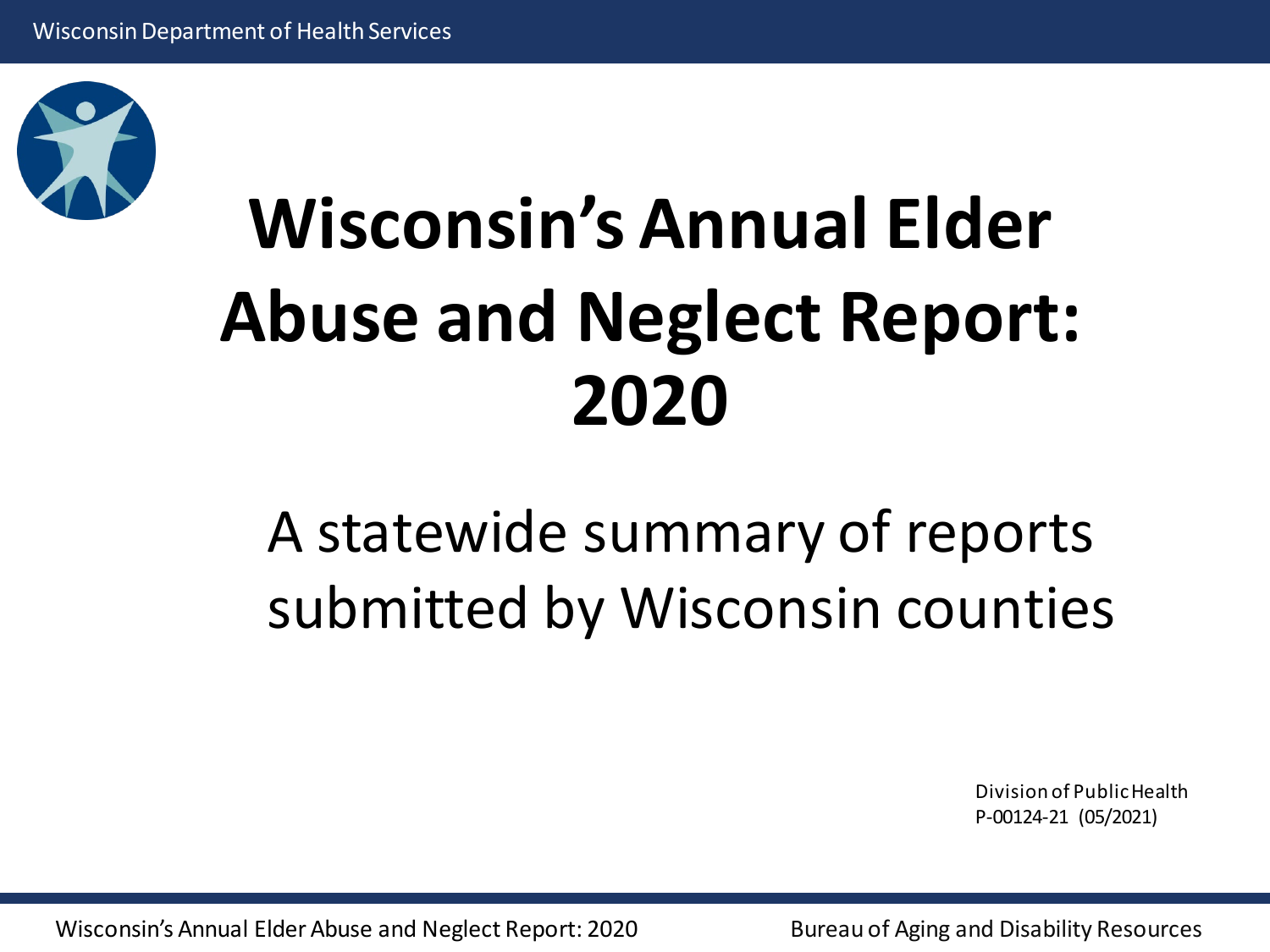# Wisconsin's Annual Elder Abuse and Neglect Report: 2020

A statewide summary of reports submitted by Wisconsin counties

Division of Public Health
P-00124-21 (05/2021)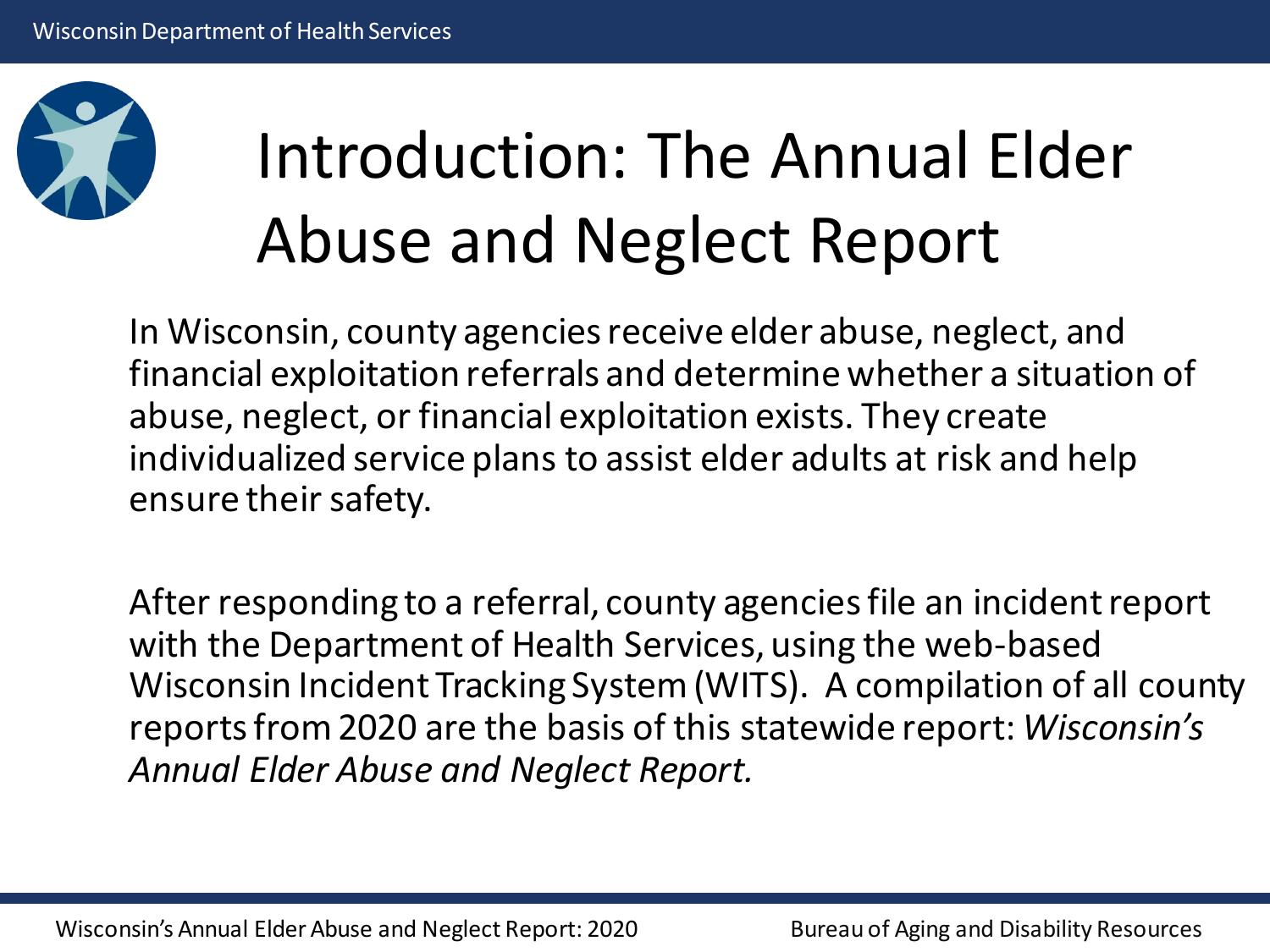# Introduction: The Annual Elder Abuse and Neglect Report

In Wisconsin, county agencies receive elder abuse, neglect, and financial exploitation referrals and determine whether a situation of abuse, neglect, or financial exploitation exists. They create individualized service plans to assist elder adults at risk and help ensure their safety.

After responding to a referral, county agencies file an incident report with the Department of Health Services, using the web-based Wisconsin Incident Tracking System (WITS). A compilation of all county reports from 2020 are the basis of this statewide report: *Wisconsin's Annual Elder Abuse and Neglect Report.*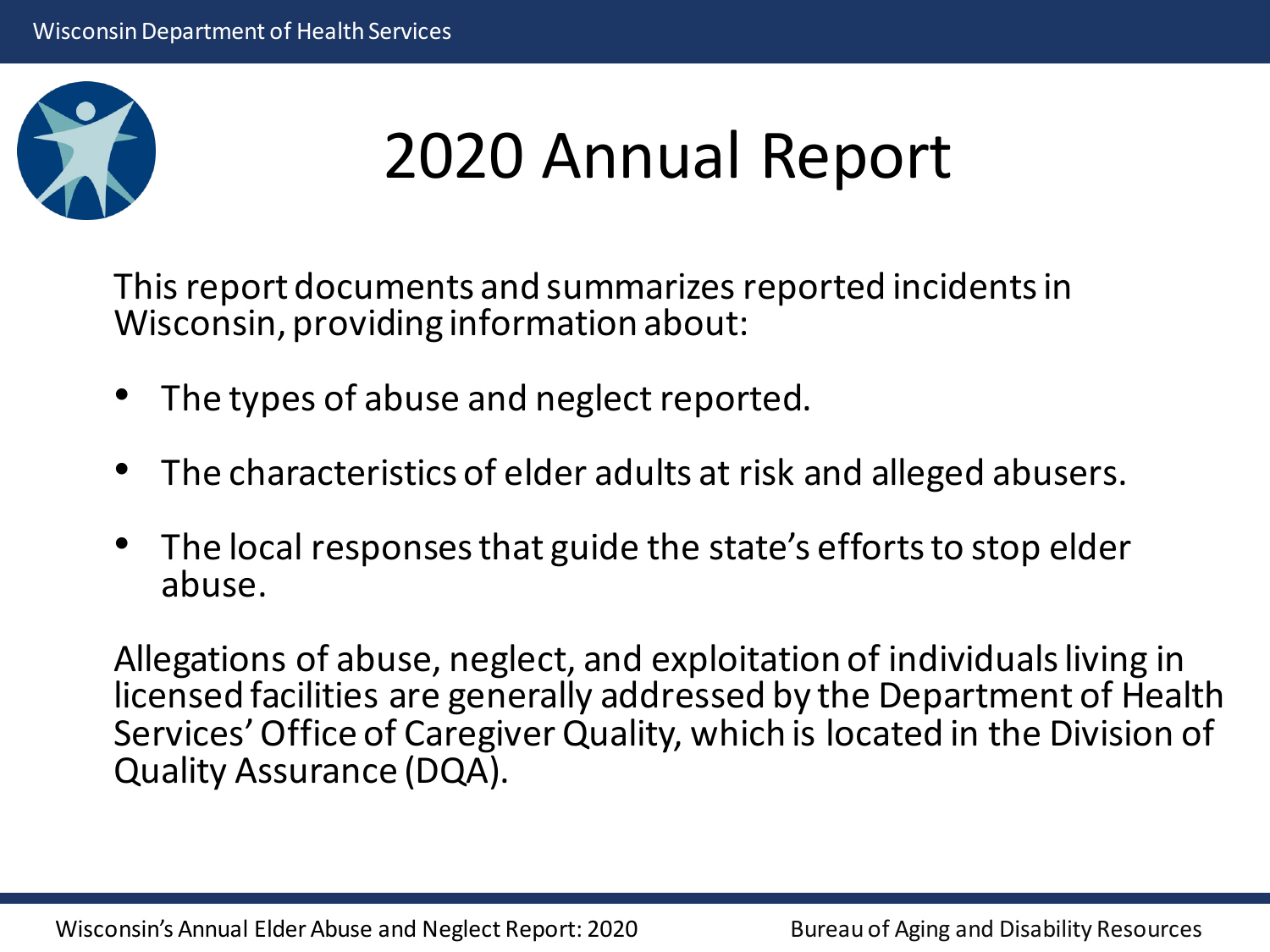# 2020 Annual Report

This report documents and summarizes reported incidents in Wisconsin, providing information about:

- The types of abuse and neglect reported.
- The characteristics of elder adults at risk and alleged abusers.
- The local responses that guide the state's efforts to stop elder abuse.

Allegations of abuse, neglect, and exploitation of individuals living in licensed facilities are generally addressed by the Department of Health Services' Office of Caregiver Quality, which is located in the Division of Quality Assurance (DQA).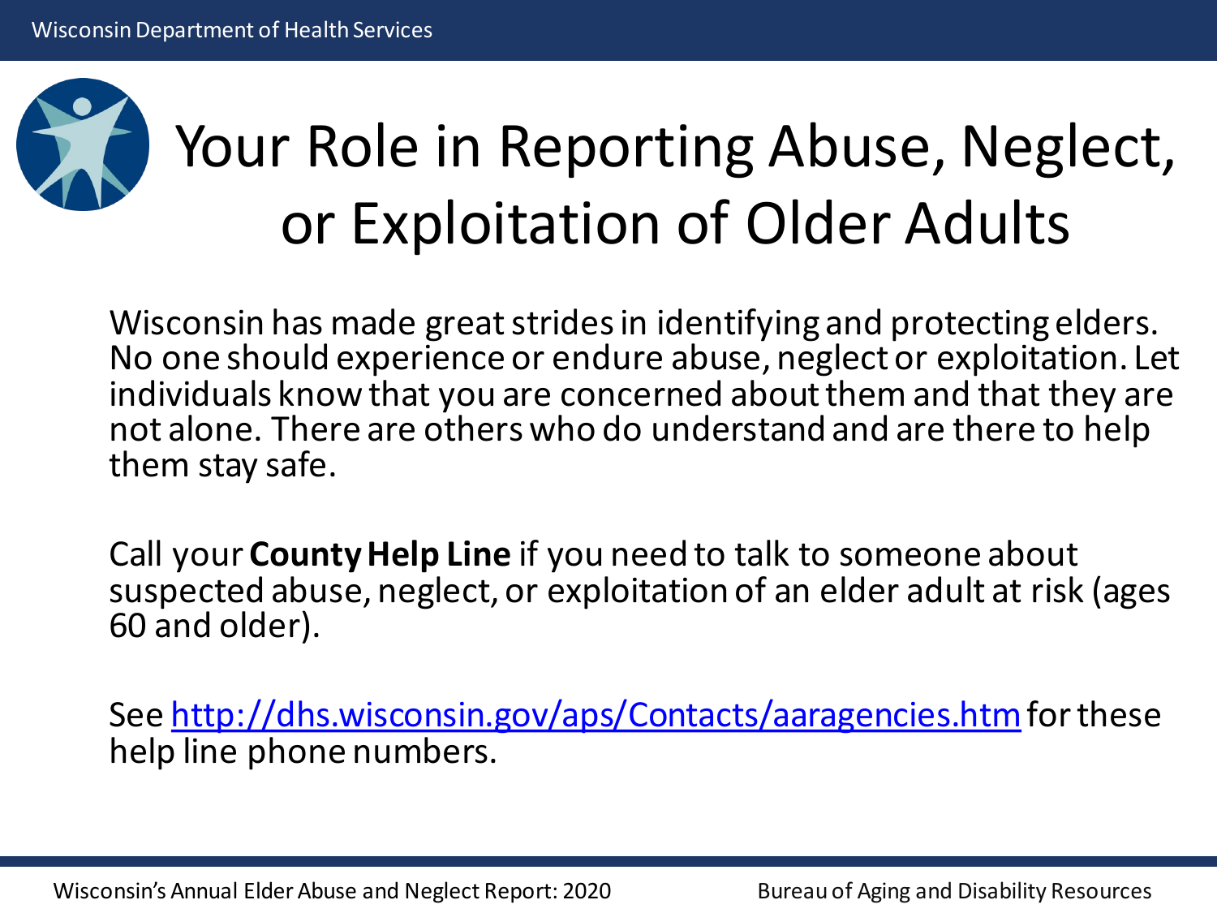# Your Role in Reporting Abuse, Neglect, or Exploitation of Older Adults

Wisconsin has made great strides in identifying and protecting elders. No one should experience or endure abuse, neglect or exploitation. Let individuals know that you are concerned about them and that they are not alone. There are others who do understand and are there to help them stay safe.

Call your **County Help Line** if you need to talk to someone about suspected abuse, neglect, or exploitation of an elder adult at risk (ages 60 and older).

See [http://dhs.wisconsin.gov/aps/Contacts/aaragencies.htm](http://dhs.wisconsin.gov/aps/Contacts/aaragencies.htm) for these help line phone numbers.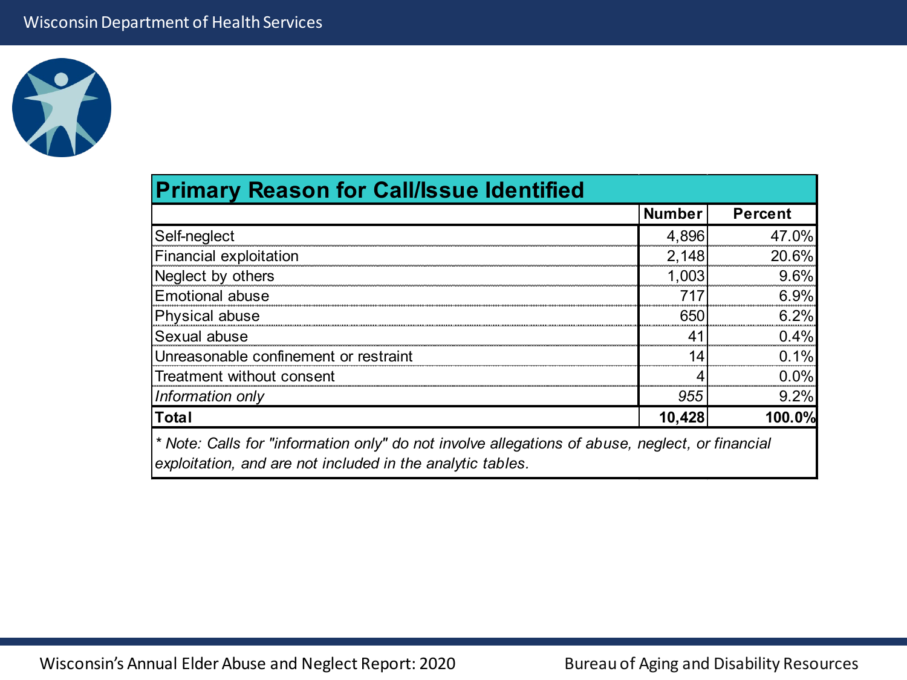## Primary Reason for Call/Issue Identified

| | Number | Percent |
|---|---|---|
| Self-neglect | 4,896 | 47.0% |
| Financial exploitation | 2,148 | 20.6% |
| Neglect by others | 1,003 | 9.6% |
| Emotional abuse | 717 | 6.9% |
| Physical abuse | 650 | 6.2% |
| Sexual abuse | 41 | 0.4% |
| Unreasonable confinement or restraint | 14 | 0.1% |
| Treatment without consent | 4 | 0.0% |
| *Information only* | *955* | 9.2% |
| **Total** | **10,428** | **100.0%** |

*\* Note: Calls for "information only" do not involve allegations of abuse, neglect, or financial exploitation, and are not included in the analytic tables.*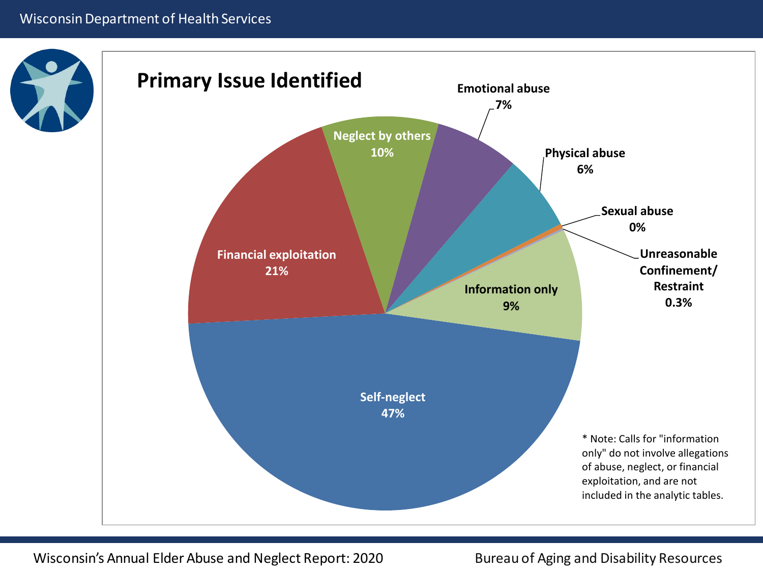## Primary Issue Identified

| Primary Issue | Percent |
| --- | --- |
| Self-neglect | 47% |
| Financial exploitation | 21% |
| Neglect by others | 10% |
| Information only | 9% |
| Emotional abuse | 7% |
| Physical abuse | 6% |
| Unreasonable Confinement/ Restraint | 0.3% |
| Sexual abuse | 0% |

* Note: Calls for "information only" do not involve allegations of abuse, neglect, or financial exploitation, and are not included in the analytic tables.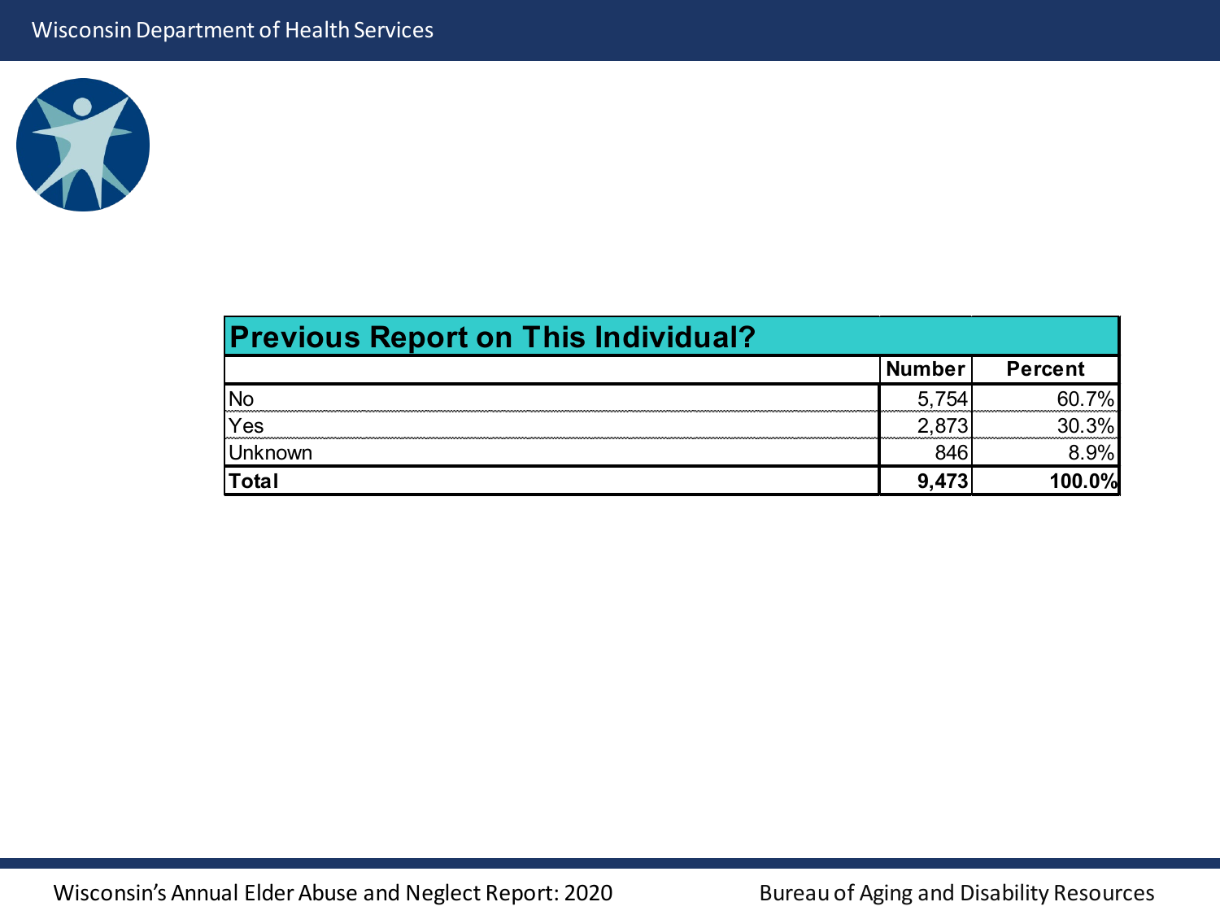| Previous Report on This Individual? | | |
|---|---|---|
| | **Number** | **Percent** |
| No | 5,754 | 60.7% |
| Yes | 2,873 | 30.3% |
| Unknown | 846 | 8.9% |
| **Total** | **9,473** | **100.0%** |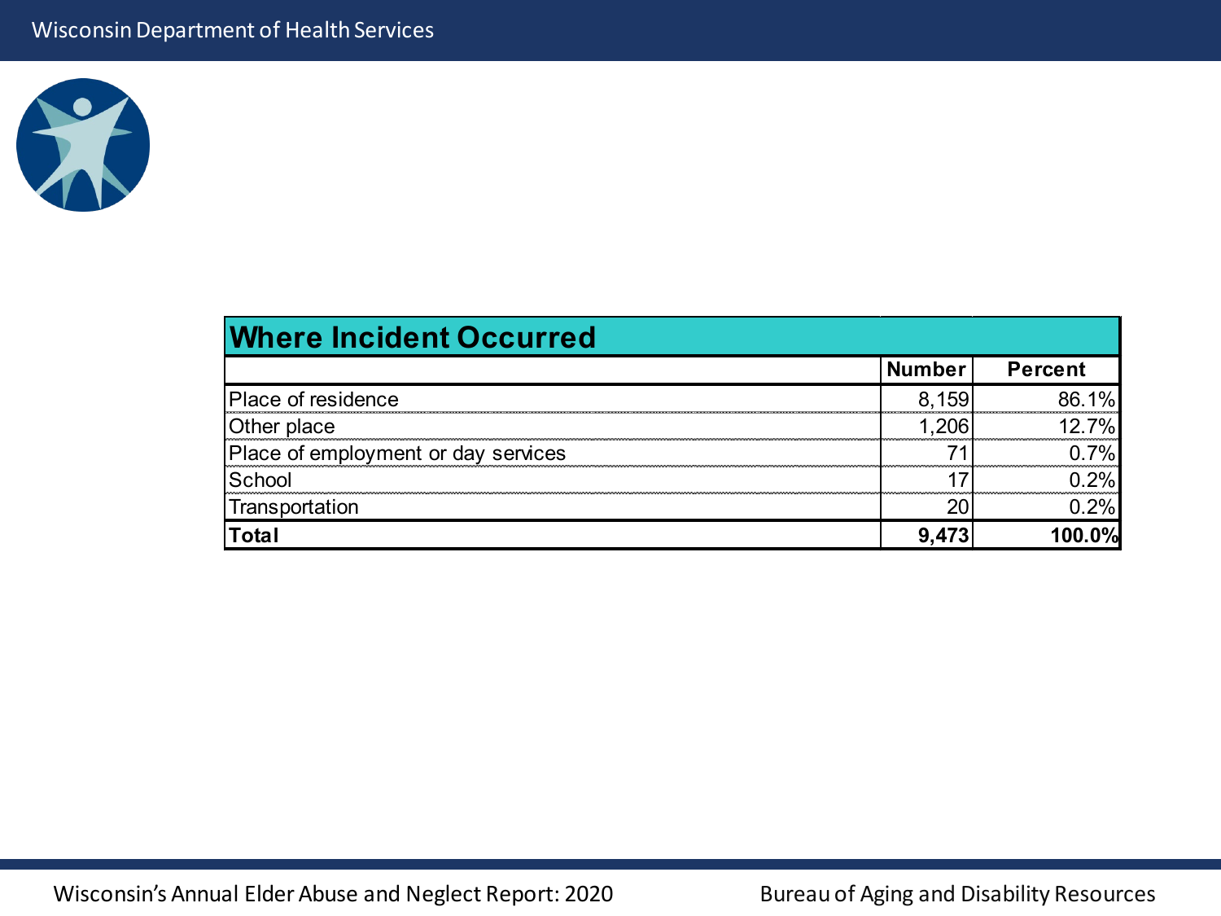## Where Incident Occurred

| | Number | Percent |
|---|---|---|
| Place of residence | 8,159 | 86.1% |
| Other place | 1,206 | 12.7% |
| Place of employment or day services | 71 | 0.7% |
| School | 17 | 0.2% |
| Transportation | 20 | 0.2% |
| **Total** | **9,473** | **100.0%** |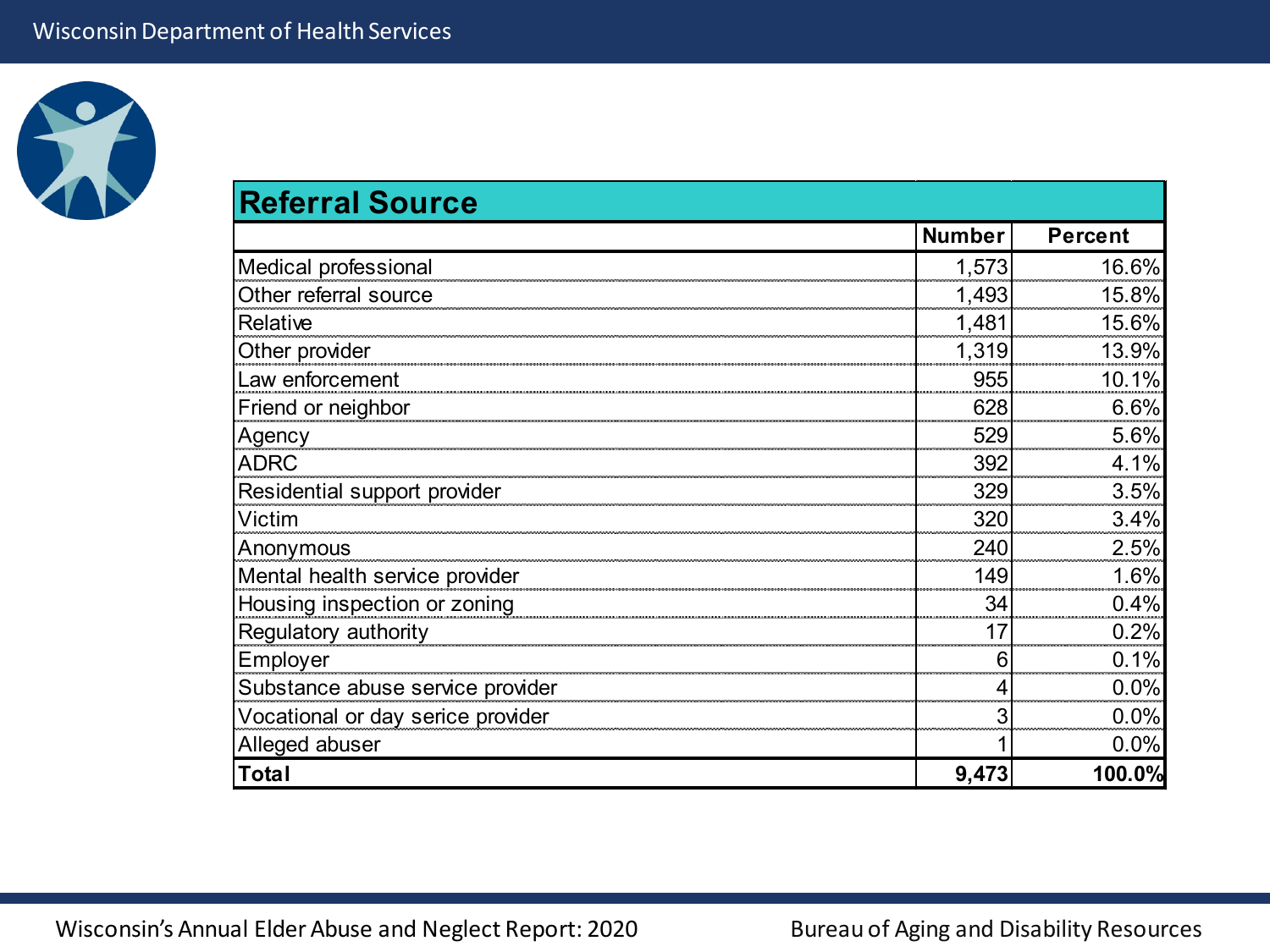| Referral Source | Number | Percent |
|---|---|---|
| Medical professional | 1,573 | 16.6% |
| Other referral source | 1,493 | 15.8% |
| Relative | 1,481 | 15.6% |
| Other provider | 1,319 | 13.9% |
| Law enforcement | 955 | 10.1% |
| Friend or neighbor | 628 | 6.6% |
| Agency | 529 | 5.6% |
| ADRC | 392 | 4.1% |
| Residential support provider | 329 | 3.5% |
| Victim | 320 | 3.4% |
| Anonymous | 240 | 2.5% |
| Mental health service provider | 149 | 1.6% |
| Housing inspection or zoning | 34 | 0.4% |
| Regulatory authority | 17 | 0.2% |
| Employer | 6 | 0.1% |
| Substance abuse service provider | 4 | 0.0% |
| Vocational or day serice provider | 3 | 0.0% |
| Alleged abuser | 1 | 0.0% |
| **Total** | **9,473** | **100.0%** |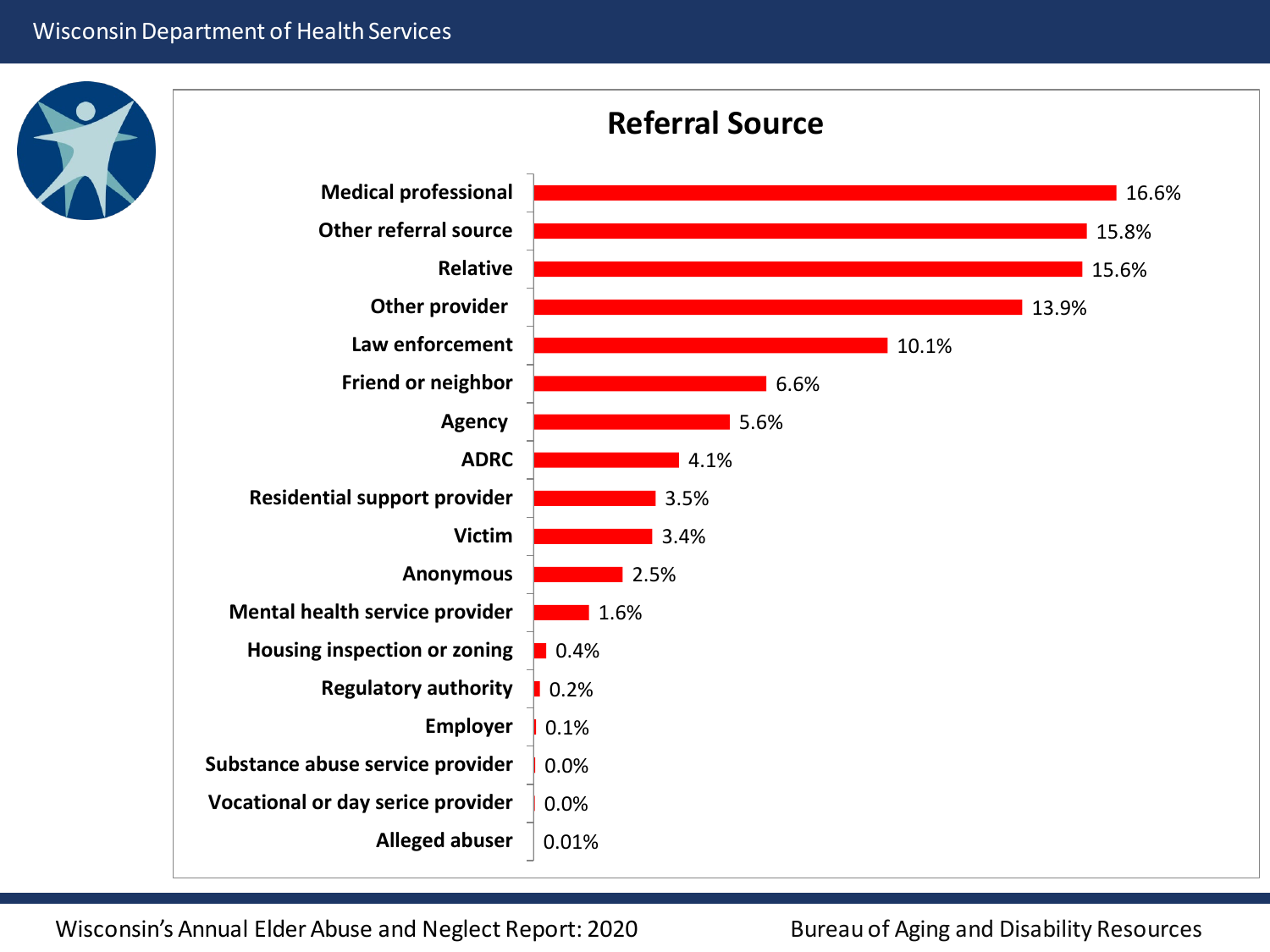## Referral Source

| Referral Source | Percent |
|---|---|
| Medical professional | 16.6% |
| Other referral source | 15.8% |
| Relative | 15.6% |
| Other provider | 13.9% |
| Law enforcement | 10.1% |
| Friend or neighbor | 6.6% |
| Agency | 5.6% |
| ADRC | 4.1% |
| Residential support provider | 3.5% |
| Victim | 3.4% |
| Anonymous | 2.5% |
| Mental health service provider | 1.6% |
| Housing inspection or zoning | 0.4% |
| Regulatory authority | 0.2% |
| Employer | 0.1% |
| Substance abuse service provider | 0.0% |
| Vocational or day serice provider | 0.0% |
| Alleged abuser | 0.01% |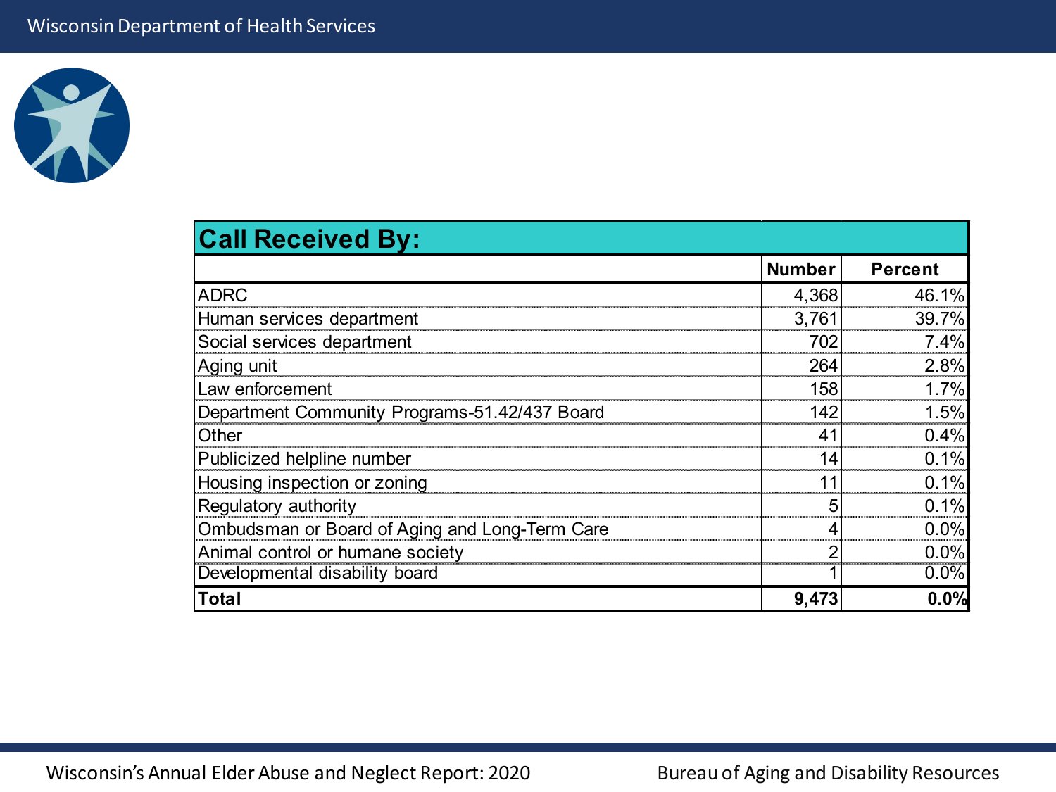| Call Received By: | | |
|---|---|---|
| | **Number** | **Percent** |
| ADRC | 4,368 | 46.1% |
| Human services department | 3,761 | 39.7% |
| Social services department | 702 | 7.4% |
| Aging unit | 264 | 2.8% |
| Law enforcement | 158 | 1.7% |
| Department Community Programs-51.42/437 Board | 142 | 1.5% |
| Other | 41 | 0.4% |
| Publicized helpline number | 14 | 0.1% |
| Housing inspection or zoning | 11 | 0.1% |
| Regulatory authority | 5 | 0.1% |
| Ombudsman or Board of Aging and Long-Term Care | 4 | 0.0% |
| Animal control or humane society | 2 | 0.0% |
| Developmental disability board | 1 | 0.0% |
| **Total** | **9,473** | **0.0%** |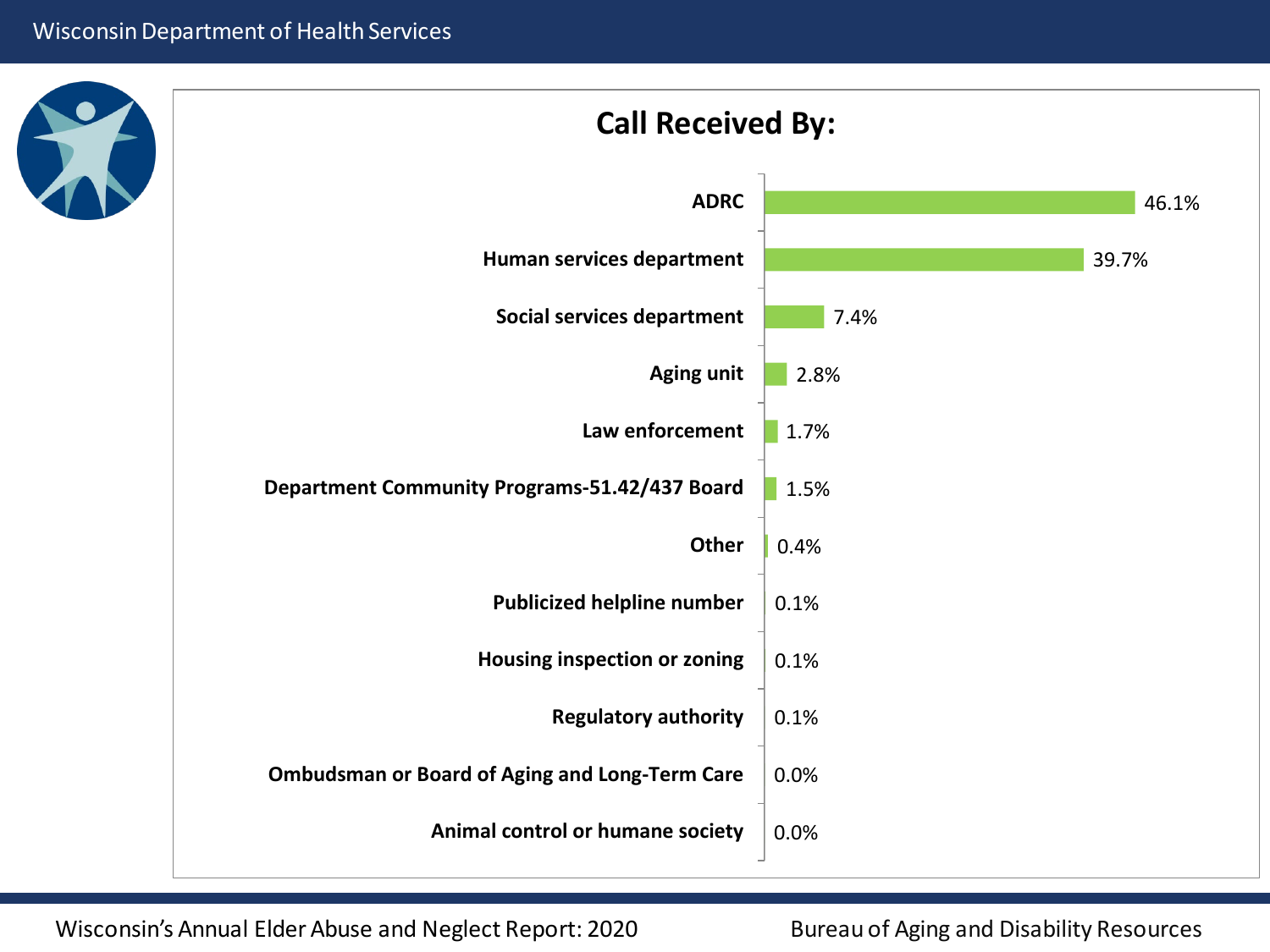## Call Received By:

| Category | Percentage |
| --- | --- |
| ADRC | 46.1% |
| Human services department | 39.7% |
| Social services department | 7.4% |
| Aging unit | 2.8% |
| Law enforcement | 1.7% |
| Department Community Programs-51.42/437 Board | 1.5% |
| Other | 0.4% |
| Publicized helpline number | 0.1% |
| Housing inspection or zoning | 0.1% |
| Regulatory authority | 0.1% |
| Ombudsman or Board of Aging and Long-Term Care | 0.0% |
| Animal control or humane society | 0.0% |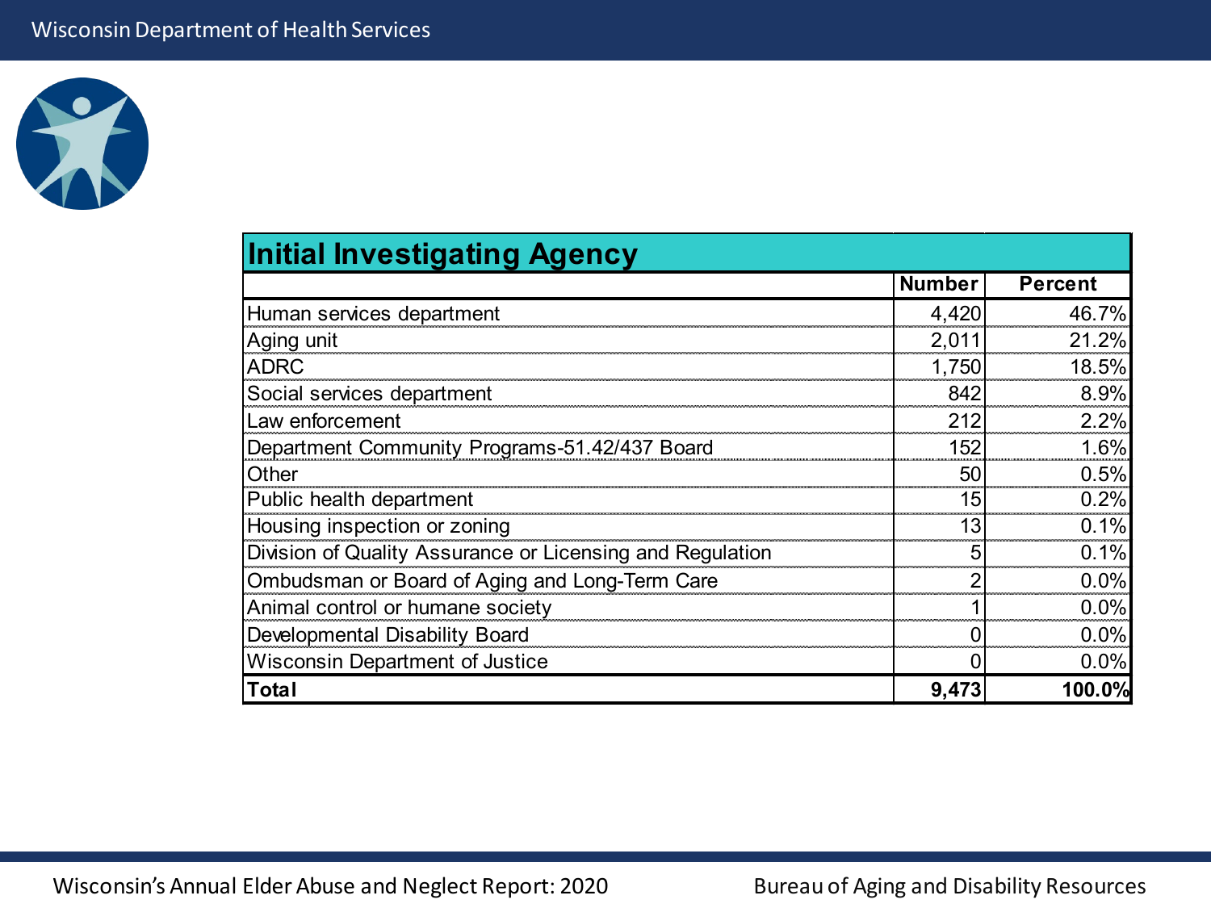## Initial Investigating Agency

| | Number | Percent |
|---|---|---|
| Human services department | 4,420 | 46.7% |
| Aging unit | 2,011 | 21.2% |
| ADRC | 1,750 | 18.5% |
| Social services department | 842 | 8.9% |
| Law enforcement | 212 | 2.2% |
| Department Community Programs-51.42/437 Board | 152 | 1.6% |
| Other | 50 | 0.5% |
| Public health department | 15 | 0.2% |
| Housing inspection or zoning | 13 | 0.1% |
| Division of Quality Assurance or Licensing and Regulation | 5 | 0.1% |
| Ombudsman or Board of Aging and Long-Term Care | 2 | 0.0% |
| Animal control or humane society | 1 | 0.0% |
| Developmental Disability Board | 0 | 0.0% |
| Wisconsin Department of Justice | 0 | 0.0% |
| **Total** | **9,473** | **100.0%** |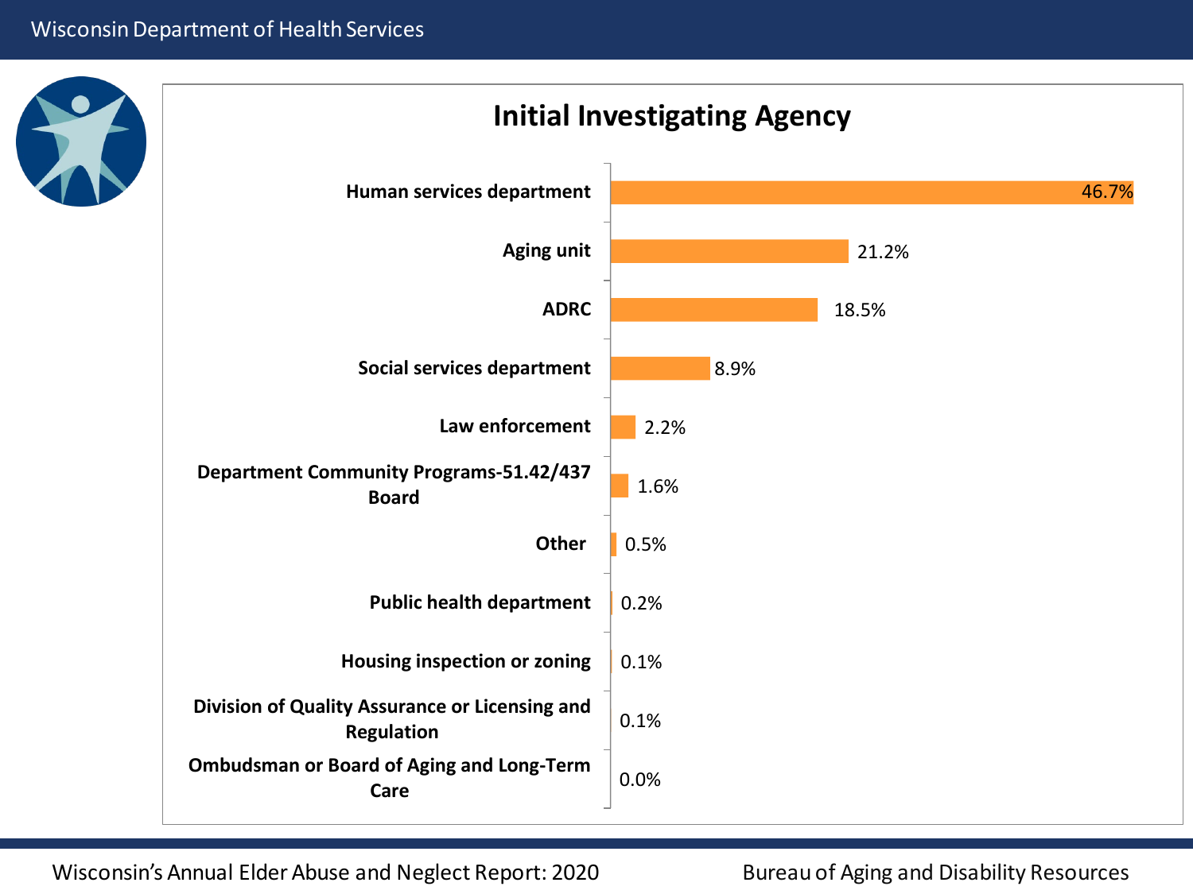## Initial Investigating Agency

| Agency | Percent |
|---|---|
| Human services department | 46.7% |
| Aging unit | 21.2% |
| ADRC | 18.5% |
| Social services department | 8.9% |
| Law enforcement | 2.2% |
| Department Community Programs-51.42/437 Board | 1.6% |
| Other | 0.5% |
| Public health department | 0.2% |
| Housing inspection or zoning | 0.1% |
| Division of Quality Assurance or Licensing and Regulation | 0.1% |
| Ombudsman or Board of Aging and Long-Term Care | 0.0% |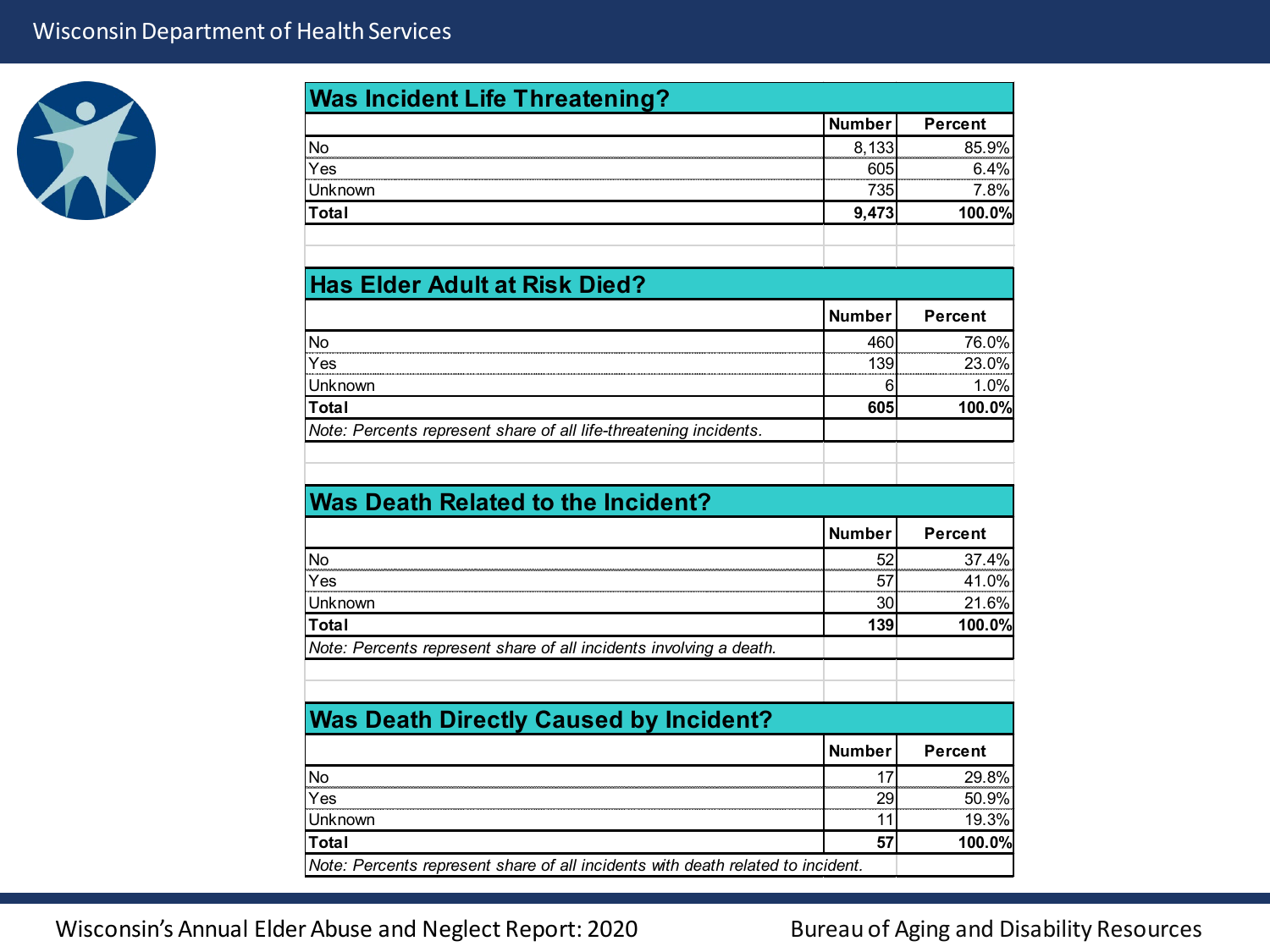## Was Incident Life Threatening?

| | Number | Percent |
|---|---|---|
| No | 8,133 | 85.9% |
| Yes | 605 | 6.4% |
| Unknown | 735 | 7.8% |
| **Total** | **9,473** | **100.0%** |

## Has Elder Adult at Risk Died?

| | Number | Percent |
|---|---|---|
| No | 460 | 76.0% |
| Yes | 139 | 23.0% |
| Unknown | 6 | 1.0% |
| **Total** | **605** | **100.0%** |

*Note: Percents represent share of all life-threatening incidents.*

## Was Death Related to the Incident?

| | Number | Percent |
|---|---|---|
| No | 52 | 37.4% |
| Yes | 57 | 41.0% |
| Unknown | 30 | 21.6% |
| **Total** | **139** | **100.0%** |

*Note: Percents represent share of all incidents involving a death.*

## Was Death Directly Caused by Incident?

| | Number | Percent |
|---|---|---|
| No | 17 | 29.8% |
| Yes | 29 | 50.9% |
| Unknown | 11 | 19.3% |
| **Total** | **57** | **100.0%** |

*Note: Percents represent share of all incidents with death related to incident.*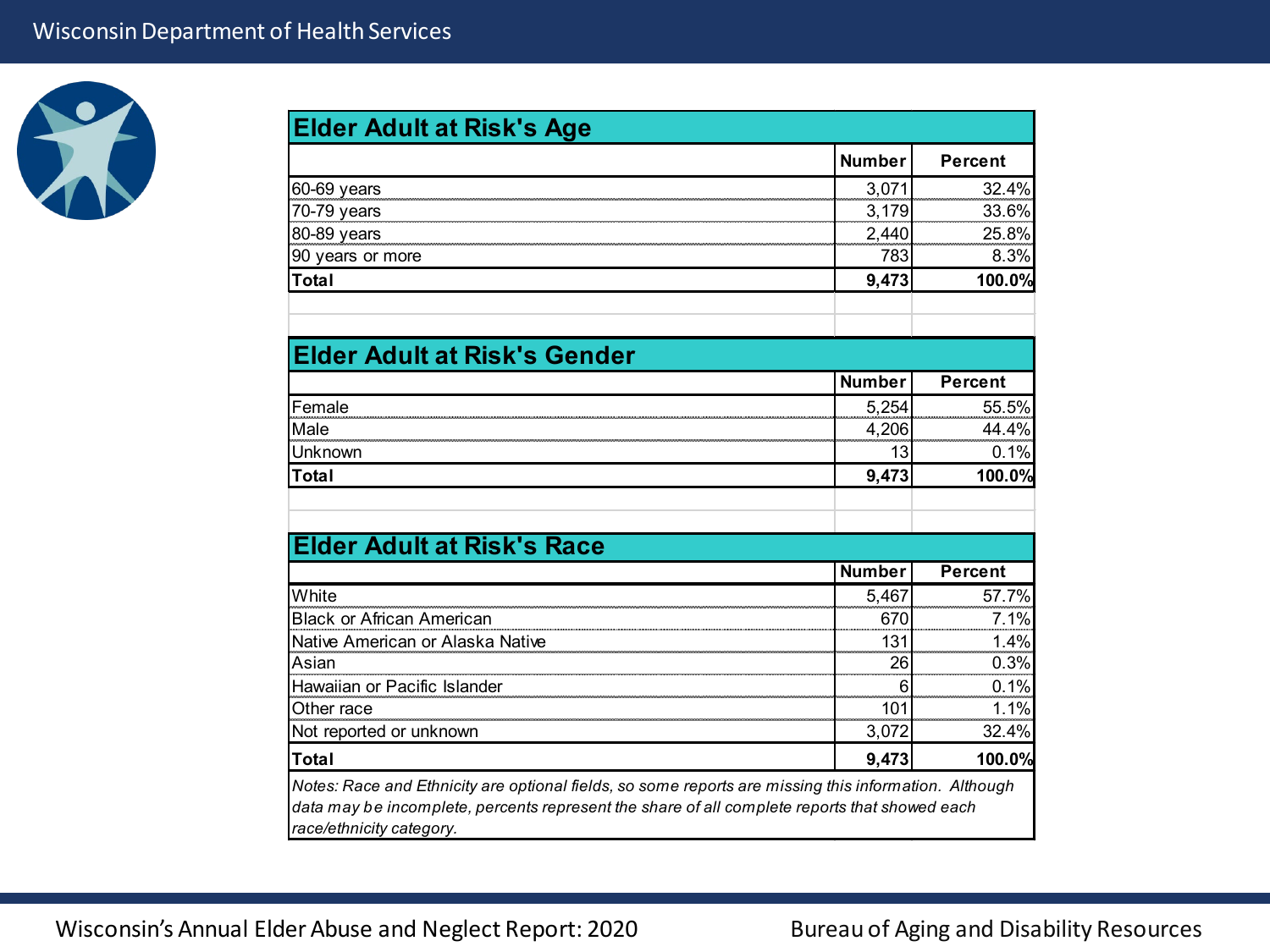## Elder Adult at Risk's Age

| | Number | Percent |
|---|---|---|
| 60-69 years | 3,071 | 32.4% |
| 70-79 years | 3,179 | 33.6% |
| 80-89 years | 2,440 | 25.8% |
| 90 years or more | 783 | 8.3% |
| **Total** | **9,473** | **100.0%** |

## Elder Adult at Risk's Gender

| | Number | Percent |
|---|---|---|
| Female | 5,254 | 55.5% |
| Male | 4,206 | 44.4% |
| Unknown | 13 | 0.1% |
| **Total** | **9,473** | **100.0%** |

## Elder Adult at Risk's Race

| | Number | Percent |
|---|---|---|
| White | 5,467 | 57.7% |
| Black or African American | 670 | 7.1% |
| Native American or Alaska Native | 131 | 1.4% |
| Asian | 26 | 0.3% |
| Hawaiian or Pacific Islander | 6 | 0.1% |
| Other race | 101 | 1.1% |
| Not reported or unknown | 3,072 | 32.4% |
| **Total** | **9,473** | **100.0%** |

*Notes: Race and Ethnicity are optional fields, so some reports are missing this information. Although data may be incomplete, percents represent the share of all complete reports that showed each race/ethnicity category.*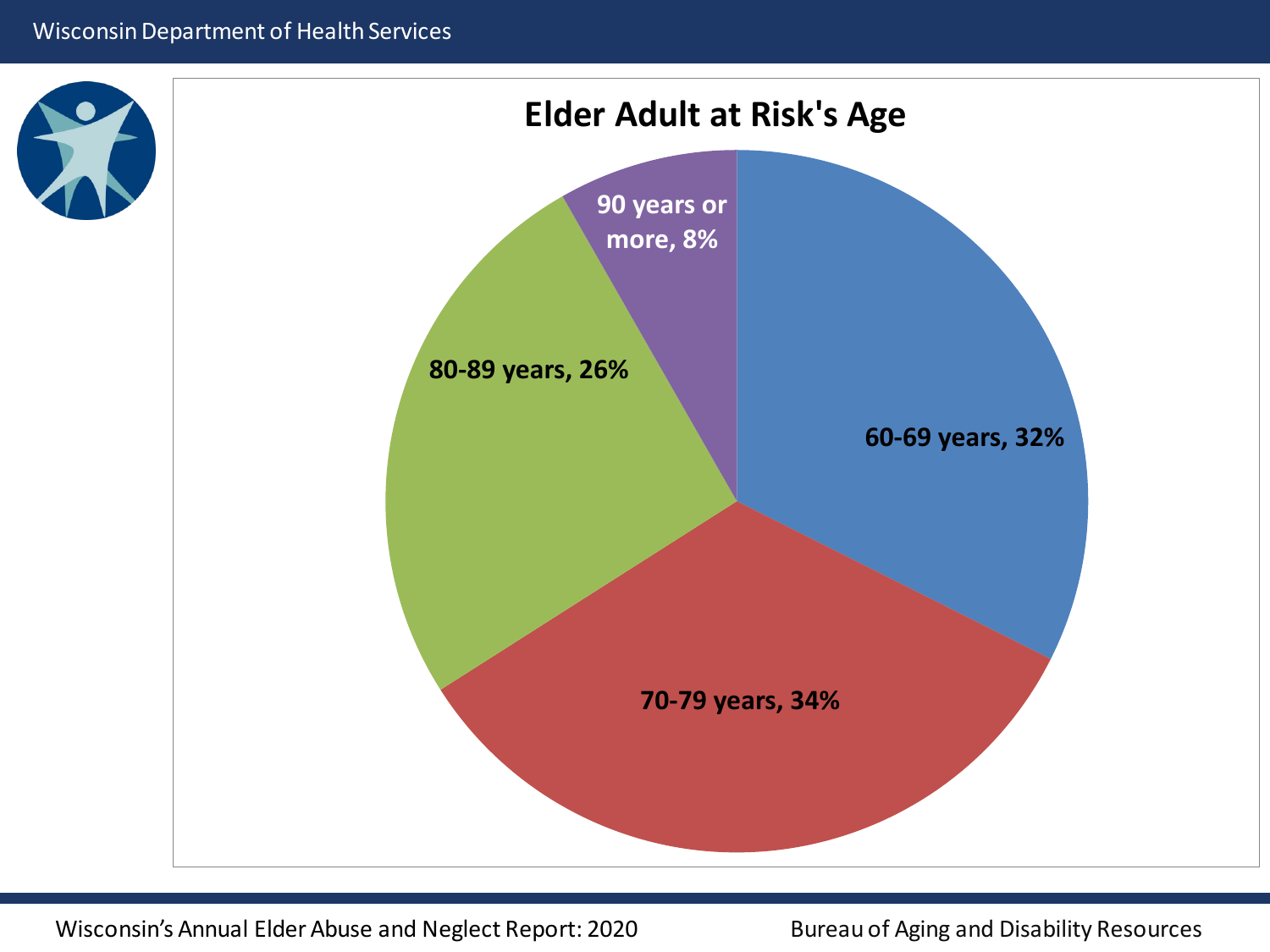# Elder Adult at Risk's Age

| Age | Percent |
|---|---|
| 60-69 years | 32% |
| 70-79 years | 34% |
| 80-89 years | 26% |
| 90 years or more | 8% |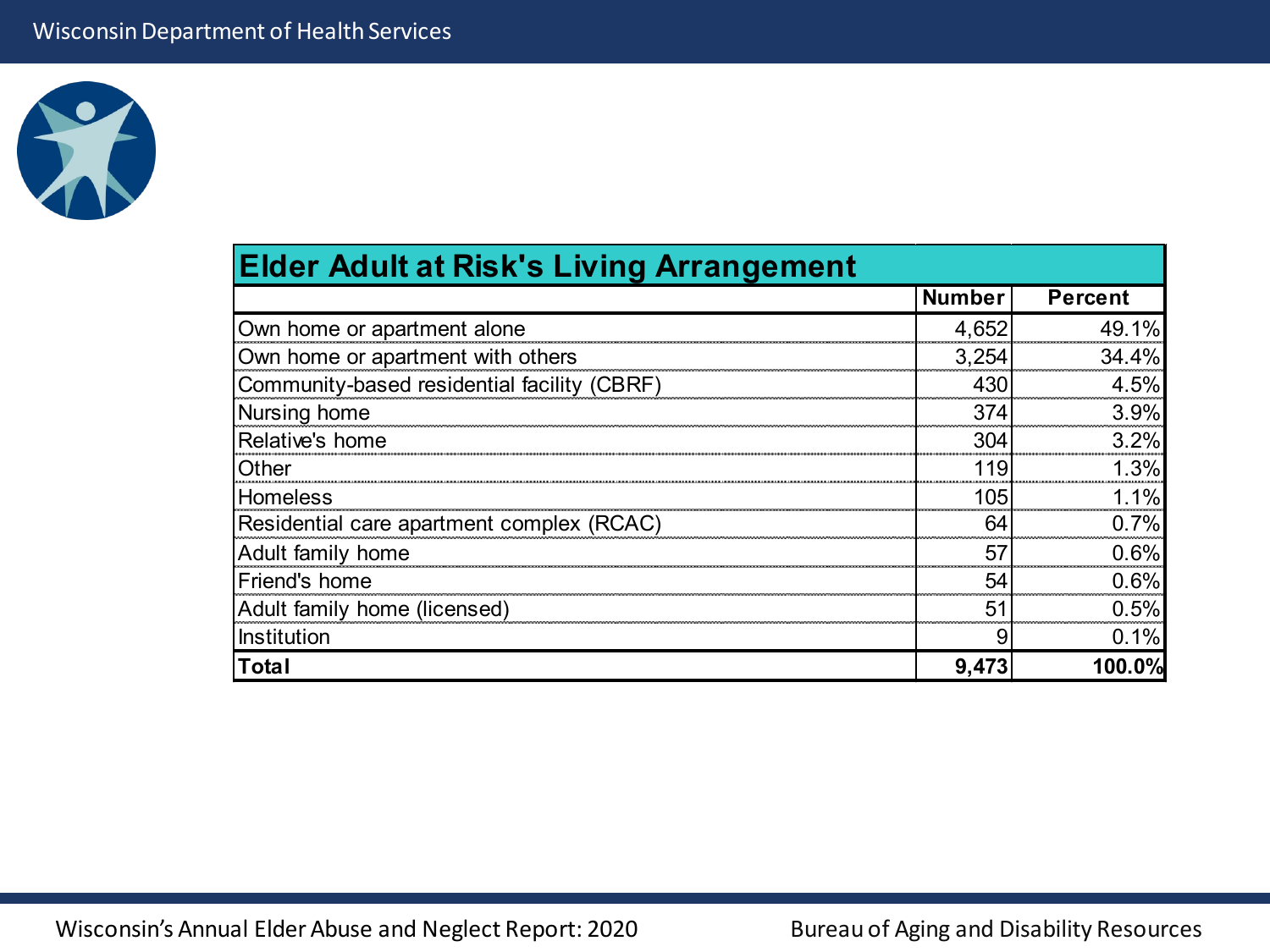## Elder Adult at Risk's Living Arrangement

| | Number | Percent |
|---|---|---|
| Own home or apartment alone | 4,652 | 49.1% |
| Own home or apartment with others | 3,254 | 34.4% |
| Community-based residential facility (CBRF) | 430 | 4.5% |
| Nursing home | 374 | 3.9% |
| Relative's home | 304 | 3.2% |
| Other | 119 | 1.3% |
| Homeless | 105 | 1.1% |
| Residential care apartment complex (RCAC) | 64 | 0.7% |
| Adult family home | 57 | 0.6% |
| Friend's home | 54 | 0.6% |
| Adult family home (licensed) | 51 | 0.5% |
| Institution | 9 | 0.1% |
| **Total** | **9,473** | **100.0%** |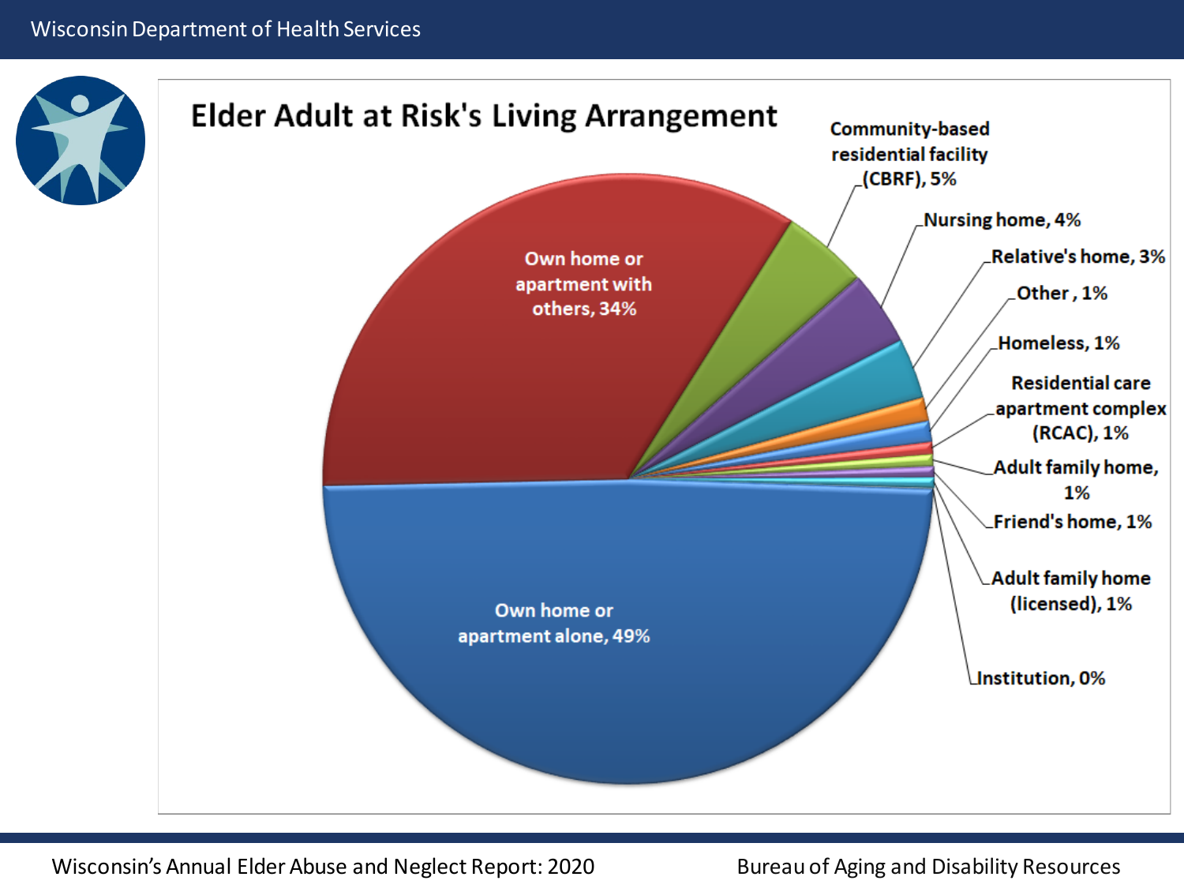# Elder Adult at Risk's Living Arrangement

| Living Arrangement | Percent |
|---|---|
| Own home or apartment alone | 49% |
| Own home or apartment with others | 34% |
| Community-based residential facility (CBRF) | 5% |
| Nursing home | 4% |
| Relative's home | 3% |
| Other | 1% |
| Homeless | 1% |
| Residential care apartment complex (RCAC) | 1% |
| Adult family home | 1% |
| Friend's home | 1% |
| Adult family home (licensed) | 1% |
| Institution | 0% |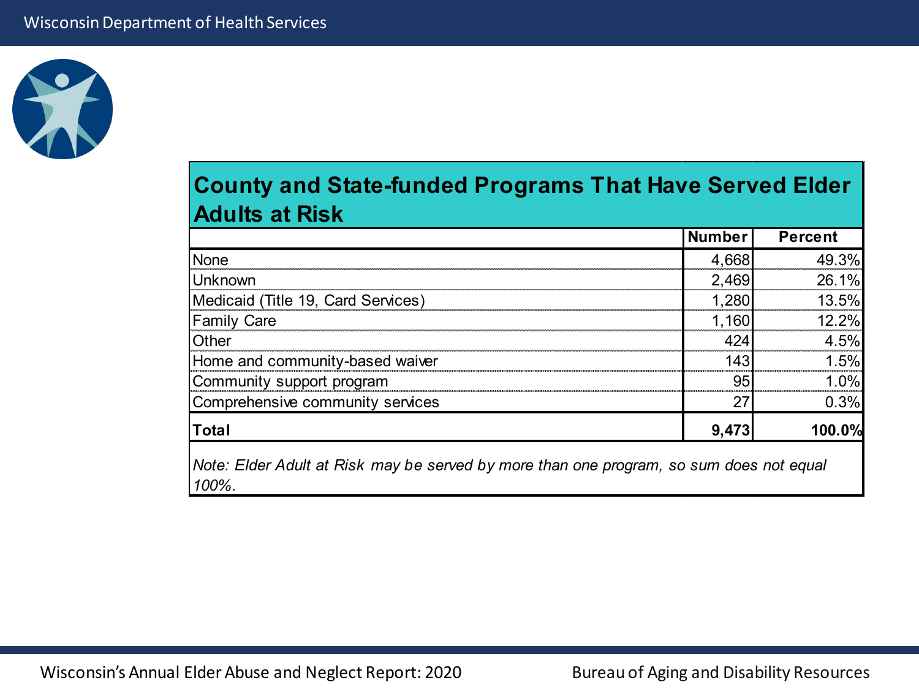## County and State-funded Programs That Have Served Elder Adults at Risk

| | Number | Percent |
|---|---|---|
| None | 4,668 | 49.3% |
| Unknown | 2,469 | 26.1% |
| Medicaid (Title 19, Card Services) | 1,280 | 13.5% |
| Family Care | 1,160 | 12.2% |
| Other | 424 | 4.5% |
| Home and community-based waiver | 143 | 1.5% |
| Community support program | 95 | 1.0% |
| Comprehensive community services | 27 | 0.3% |
| **Total** | **9,473** | **100.0%** |

*Note: Elder Adult at Risk may be served by more than one program, so sum does not equal 100%.*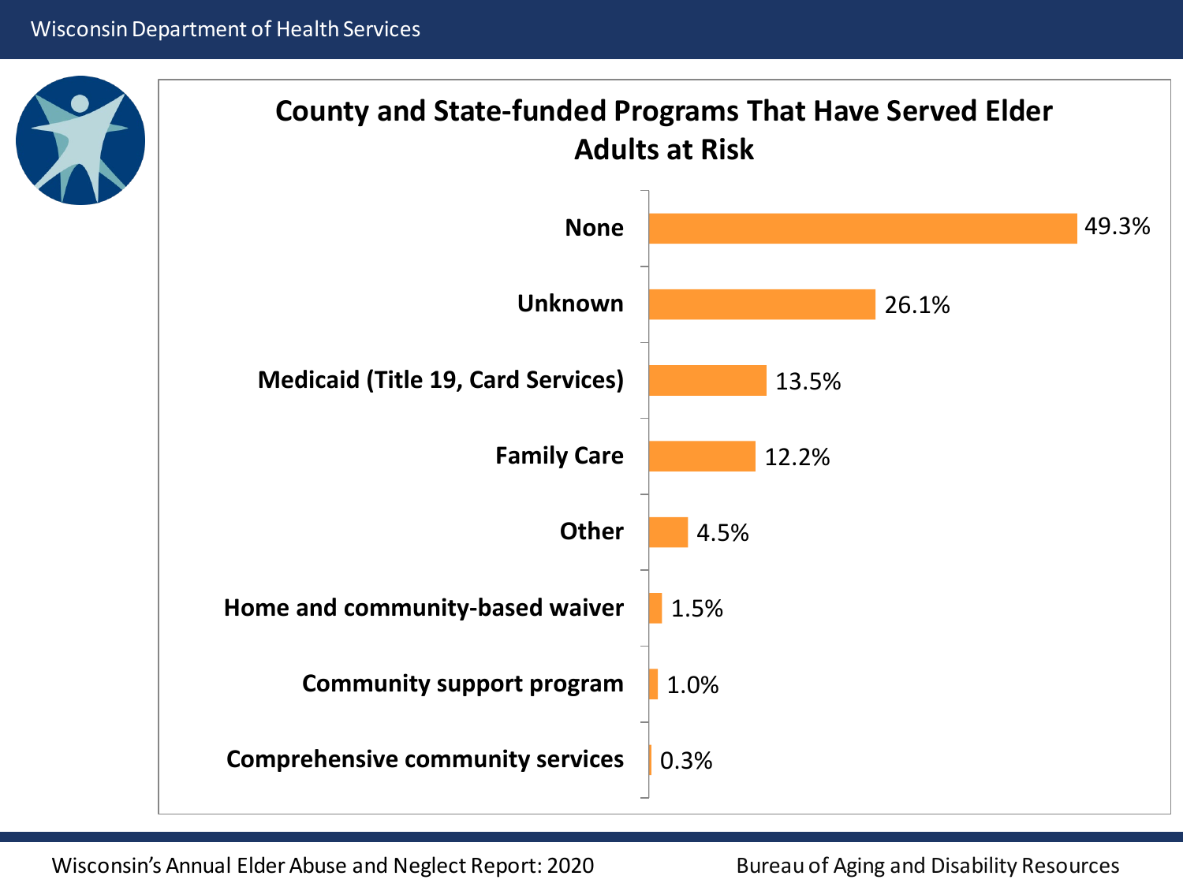## County and State-funded Programs That Have Served Elder Adults at Risk

| Program | Percent |
| --- | --- |
| None | 49.3% |
| Unknown | 26.1% |
| Medicaid (Title 19, Card Services) | 13.5% |
| Family Care | 12.2% |
| Other | 4.5% |
| Home and community-based waiver | 1.5% |
| Community support program | 1.0% |
| Comprehensive community services | 0.3% |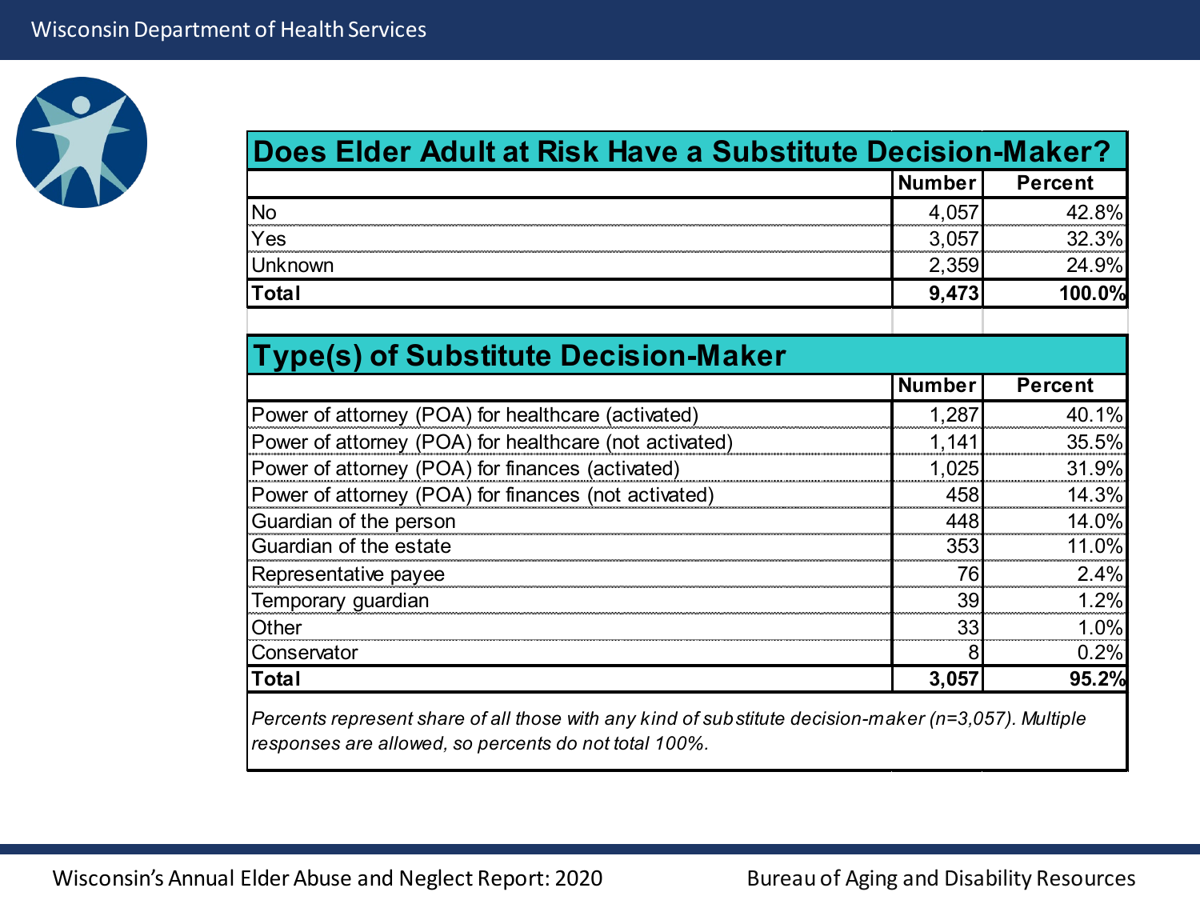## Does Elder Adult at Risk Have a Substitute Decision-Maker?

| | Number | Percent |
|---|---|---|
| No | 4,057 | 42.8% |
| Yes | 3,057 | 32.3% |
| Unknown | 2,359 | 24.9% |
| **Total** | **9,473** | **100.0%** |

## Type(s) of Substitute Decision-Maker

| | Number | Percent |
|---|---|---|
| Power of attorney (POA) for healthcare (activated) | 1,287 | 40.1% |
| Power of attorney (POA) for healthcare (not activated) | 1,141 | 35.5% |
| Power of attorney (POA) for finances (activated) | 1,025 | 31.9% |
| Power of attorney (POA) for finances (not activated) | 458 | 14.3% |
| Guardian of the person | 448 | 14.0% |
| Guardian of the estate | 353 | 11.0% |
| Representative payee | 76 | 2.4% |
| Temporary guardian | 39 | 1.2% |
| Other | 33 | 1.0% |
| Conservator | 8 | 0.2% |
| **Total** | **3,057** | **95.2%** |

*Percents represent share of all those with any kind of substitute decision-maker (n=3,057). Multiple responses are allowed, so percents do not total 100%.*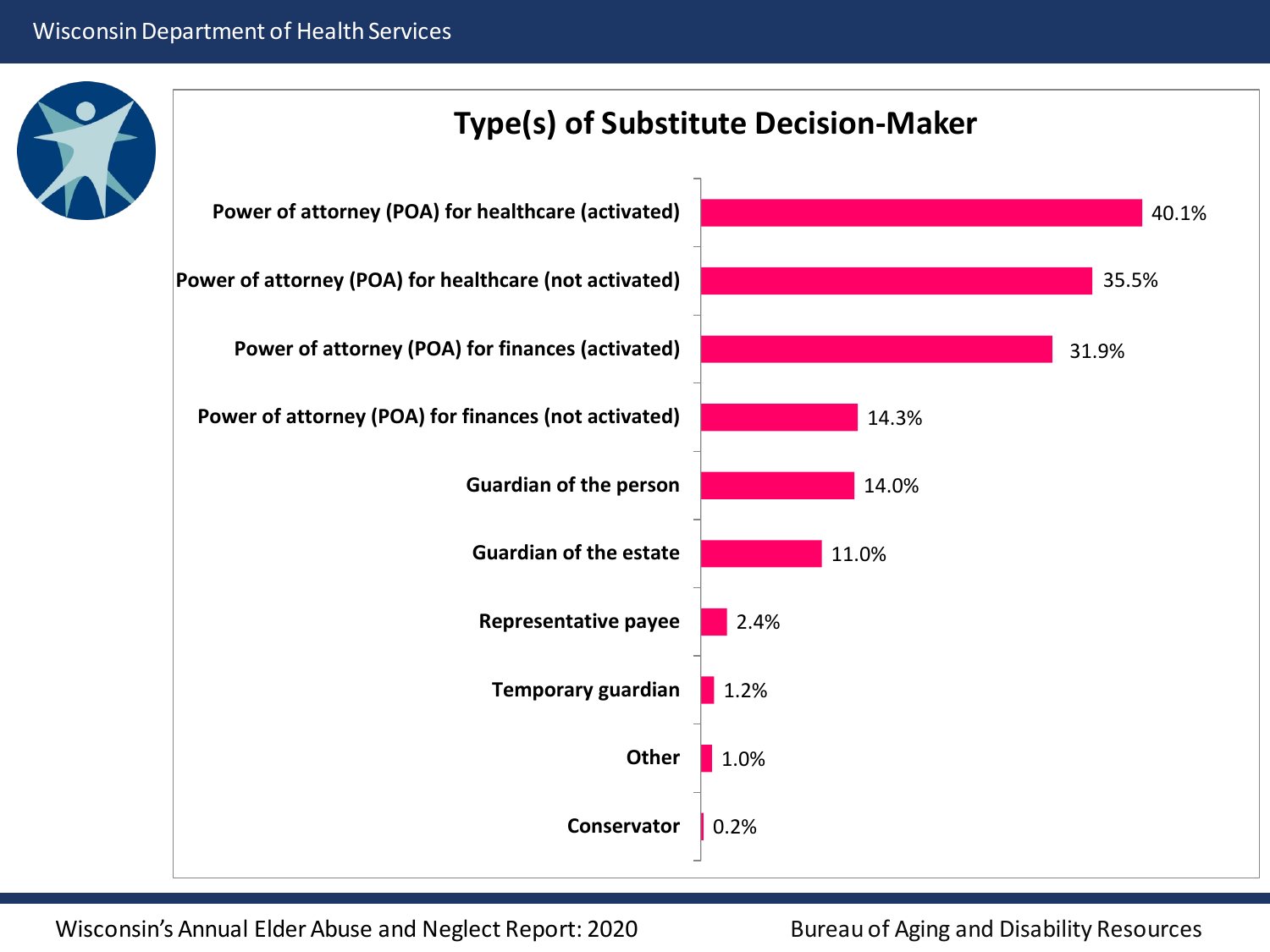# Type(s) of Substitute Decision-Maker

| Type | Percent |
| --- | --- |
| Power of attorney (POA) for healthcare (activated) | 40.1% |
| Power of attorney (POA) for healthcare (not activated) | 35.5% |
| Power of attorney (POA) for finances (activated) | 31.9% |
| Power of attorney (POA) for finances (not activated) | 14.3% |
| Guardian of the person | 14.0% |
| Guardian of the estate | 11.0% |
| Representative payee | 2.4% |
| Temporary guardian | 1.2% |
| Other | 1.0% |
| Conservator | 0.2% |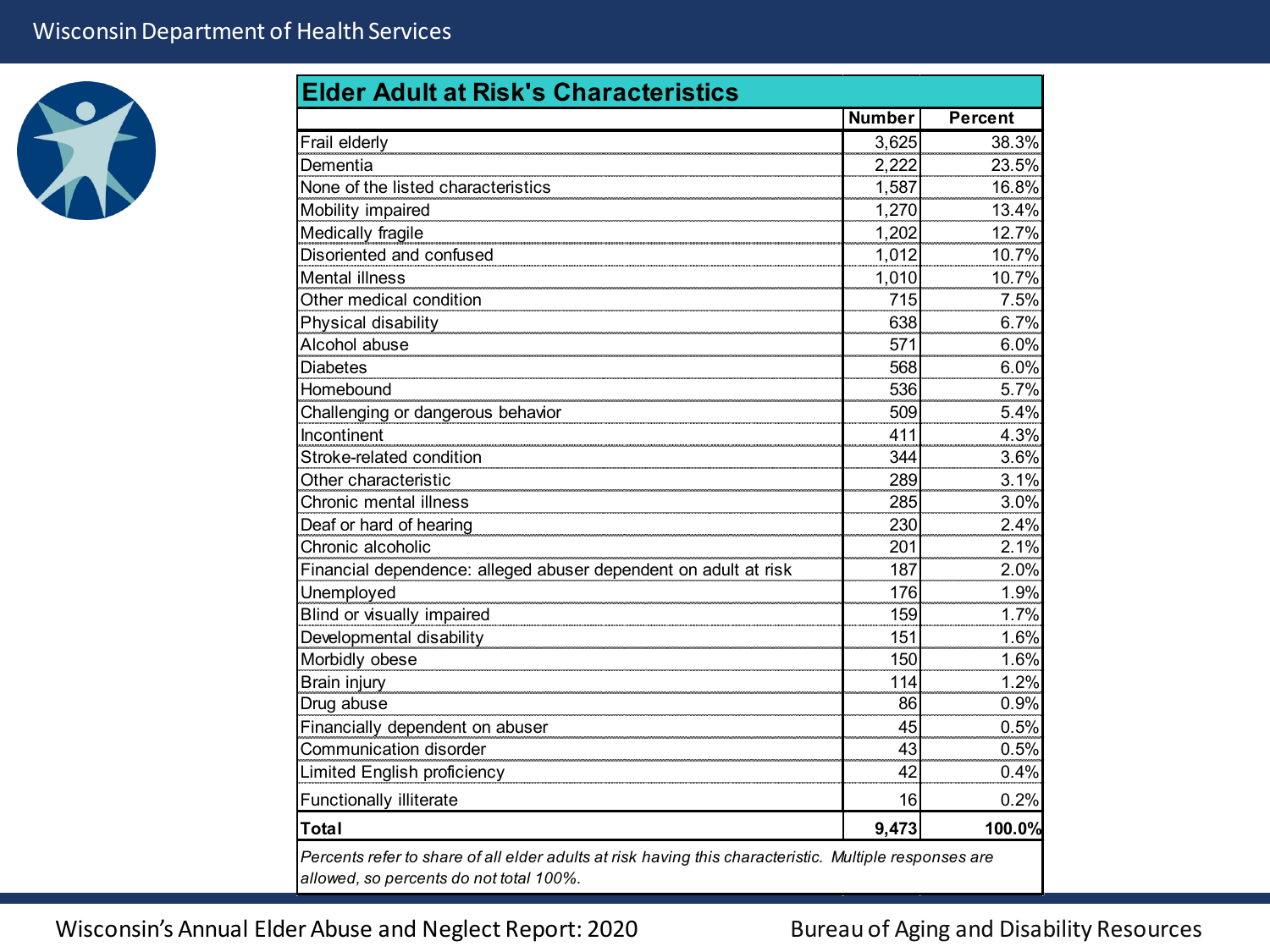## Elder Adult at Risk's Characteristics

| | Number | Percent |
|---|---|---|
| Frail elderly | 3,625 | 38.3% |
| Dementia | 2,222 | 23.5% |
| None of the listed characteristics | 1,587 | 16.8% |
| Mobility impaired | 1,270 | 13.4% |
| Medically fragile | 1,202 | 12.7% |
| Disoriented and confused | 1,012 | 10.7% |
| Mental illness | 1,010 | 10.7% |
| Other medical condition | 715 | 7.5% |
| Physical disability | 638 | 6.7% |
| Alcohol abuse | 571 | 6.0% |
| Diabetes | 568 | 6.0% |
| Homebound | 536 | 5.7% |
| Challenging or dangerous behavior | 509 | 5.4% |
| Incontinent | 411 | 4.3% |
| Stroke-related condition | 344 | 3.6% |
| Other characteristic | 289 | 3.1% |
| Chronic mental illness | 285 | 3.0% |
| Deaf or hard of hearing | 230 | 2.4% |
| Chronic alcoholic | 201 | 2.1% |
| Financial dependence: alleged abuser dependent on adult at risk | 187 | 2.0% |
| Unemployed | 176 | 1.9% |
| Blind or visually impaired | 159 | 1.7% |
| Developmental disability | 151 | 1.6% |
| Morbidly obese | 150 | 1.6% |
| Brain injury | 114 | 1.2% |
| Drug abuse | 86 | 0.9% |
| Financially dependent on abuser | 45 | 0.5% |
| Communication disorder | 43 | 0.5% |
| Limited English proficiency | 42 | 0.4% |
| Functionally illiterate | 16 | 0.2% |
| **Total** | **9,473** | **100.0%** |

*Percents refer to share of all elder adults at risk having this characteristic. Multiple responses are allowed, so percents do not total 100%.*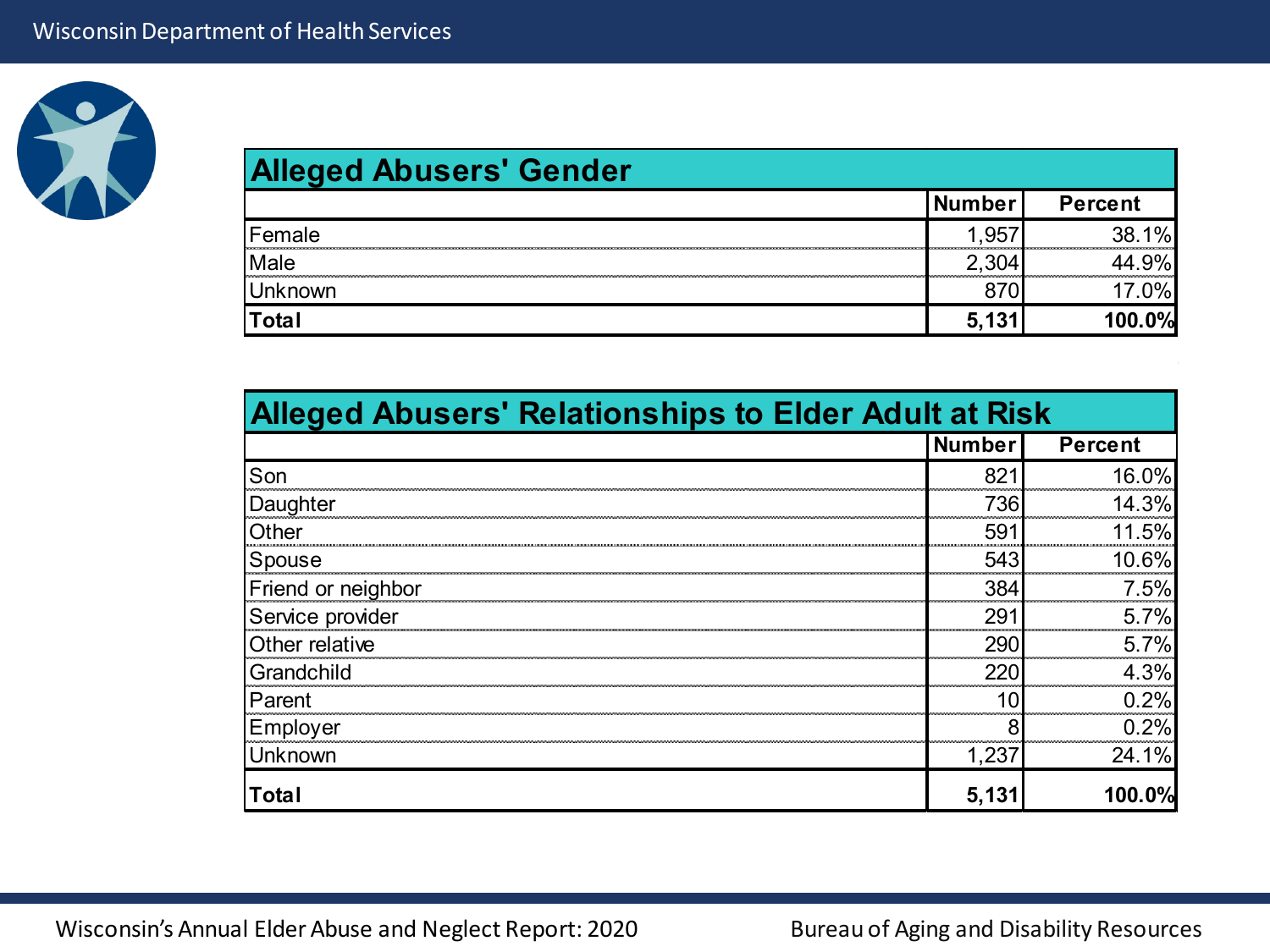## Alleged Abusers' Gender

| | Number | Percent |
|---|---|---|
| Female | 1,957 | 38.1% |
| Male | 2,304 | 44.9% |
| Unknown | 870 | 17.0% |
| **Total** | **5,131** | **100.0%** |

## Alleged Abusers' Relationships to Elder Adult at Risk

| | Number | Percent |
|---|---|---|
| Son | 821 | 16.0% |
| Daughter | 736 | 14.3% |
| Other | 591 | 11.5% |
| Spouse | 543 | 10.6% |
| Friend or neighbor | 384 | 7.5% |
| Service provider | 291 | 5.7% |
| Other relative | 290 | 5.7% |
| Grandchild | 220 | 4.3% |
| Parent | 10 | 0.2% |
| Employer | 8 | 0.2% |
| Unknown | 1,237 | 24.1% |
| **Total** | **5,131** | **100.0%** |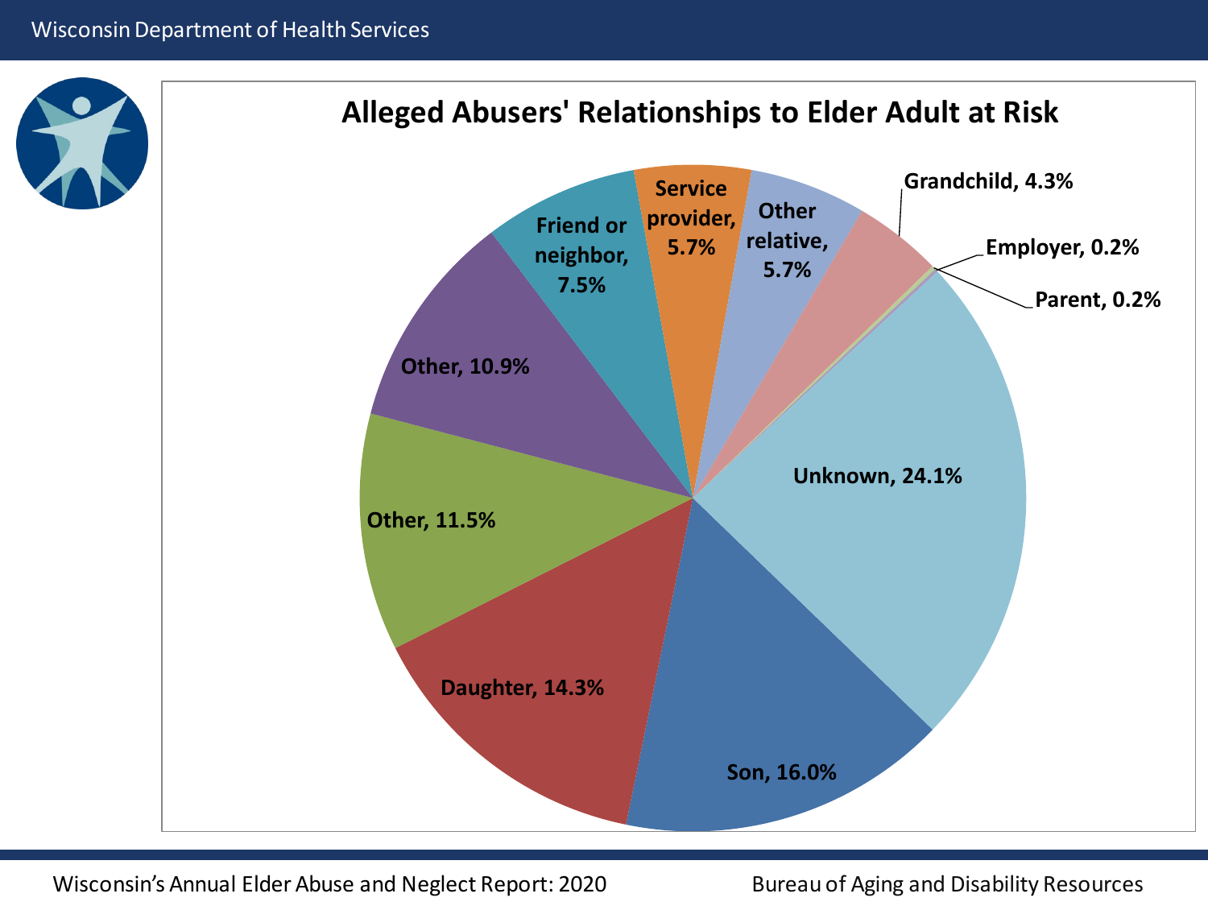# Alleged Abusers' Relationships to Elder Adult at Risk

| Relationship | Percent |
|---|---|
| Unknown | 24.1% |
| Son | 16.0% |
| Daughter | 14.3% |
| Other | 11.5% |
| Other | 10.9% |
| Friend or neighbor | 7.5% |
| Service provider | 5.7% |
| Other relative | 5.7% |
| Grandchild | 4.3% |
| Employer | 0.2% |
| Parent | 0.2% |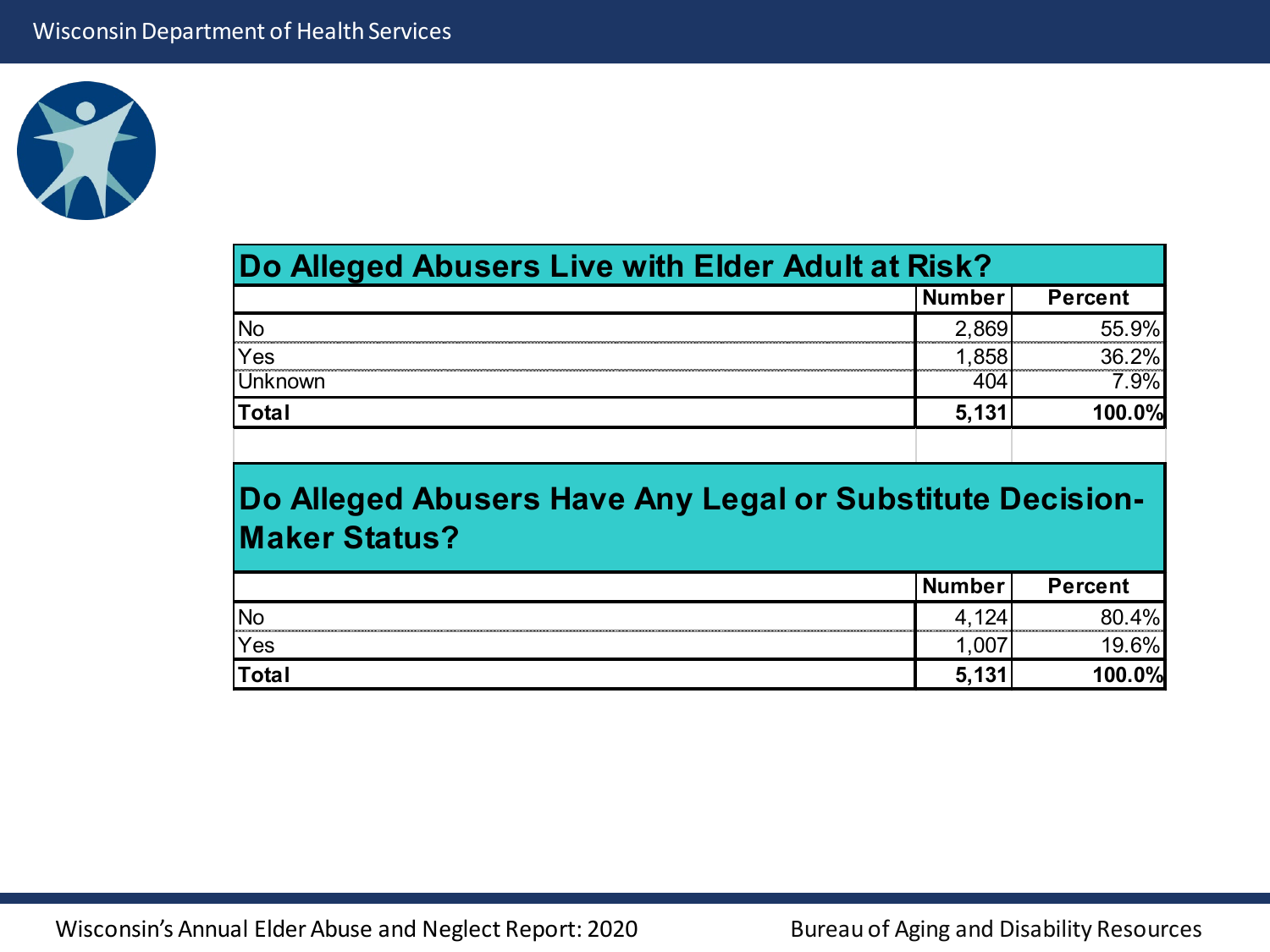## Do Alleged Abusers Live with Elder Adult at Risk?

| | Number | Percent |
|---|---|---|
| No | 2,869 | 55.9% |
| Yes | 1,858 | 36.2% |
| Unknown | 404 | 7.9% |
| **Total** | **5,131** | **100.0%** |

## Do Alleged Abusers Have Any Legal or Substitute Decision-Maker Status?

| | Number | Percent |
|---|---|---|
| No | 4,124 | 80.4% |
| Yes | 1,007 | 19.6% |
| **Total** | **5,131** | **100.0%** |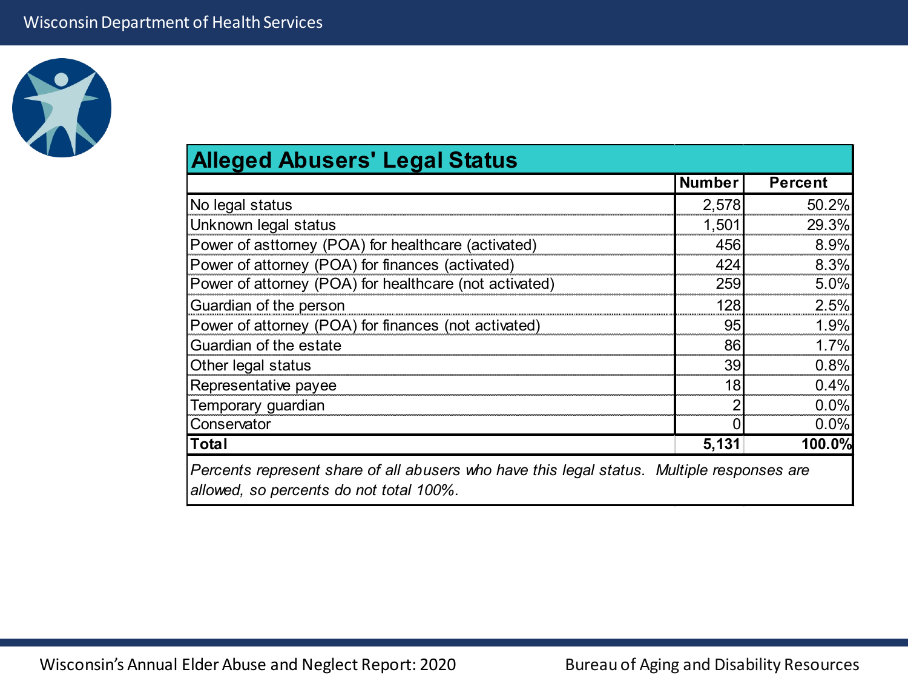## Alleged Abusers' Legal Status

| | Number | Percent |
|---|---|---|
| No legal status | 2,578 | 50.2% |
| Unknown legal status | 1,501 | 29.3% |
| Power of asttorney (POA) for healthcare (activated) | 456 | 8.9% |
| Power of attorney (POA) for finances (activated) | 424 | 8.3% |
| Power of attorney (POA) for healthcare (not activated) | 259 | 5.0% |
| Guardian of the person | 128 | 2.5% |
| Power of attorney (POA) for finances (not activated) | 95 | 1.9% |
| Guardian of the estate | 86 | 1.7% |
| Other legal status | 39 | 0.8% |
| Representative payee | 18 | 0.4% |
| Temporary guardian | 2 | 0.0% |
| Conservator | 0 | 0.0% |
| **Total** | **5,131** | **100.0%** |

*Percents represent share of all abusers who have this legal status. Multiple responses are allowed, so percents do not total 100%.*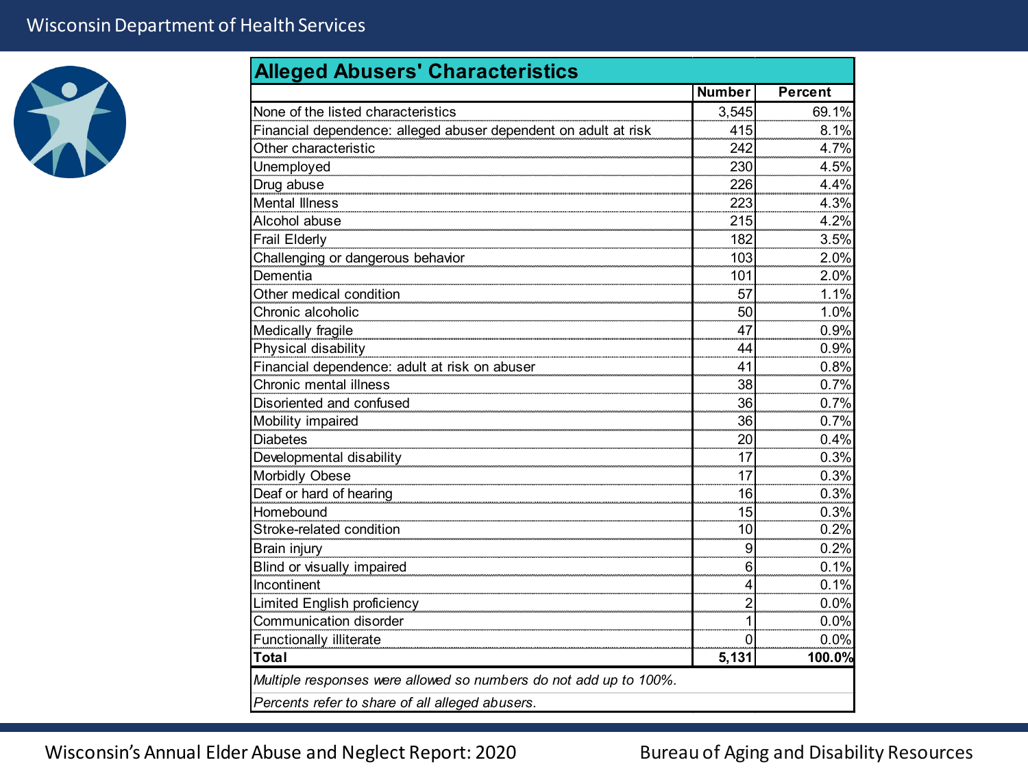## Alleged Abusers' Characteristics

| | Number | Percent |
|---|---|---|
| None of the listed characteristics | 3,545 | 69.1% |
| Financial dependence: alleged abuser dependent on adult at risk | 415 | 8.1% |
| Other characteristic | 242 | 4.7% |
| Unemployed | 230 | 4.5% |
| Drug abuse | 226 | 4.4% |
| Mental Illness | 223 | 4.3% |
| Alcohol abuse | 215 | 4.2% |
| Frail Elderly | 182 | 3.5% |
| Challenging or dangerous behavior | 103 | 2.0% |
| Dementia | 101 | 2.0% |
| Other medical condition | 57 | 1.1% |
| Chronic alcoholic | 50 | 1.0% |
| Medically fragile | 47 | 0.9% |
| Physical disability | 44 | 0.9% |
| Financial dependence: adult at risk on abuser | 41 | 0.8% |
| Chronic mental illness | 38 | 0.7% |
| Disoriented and confused | 36 | 0.7% |
| Mobility impaired | 36 | 0.7% |
| Diabetes | 20 | 0.4% |
| Developmental disability | 17 | 0.3% |
| Morbidly Obese | 17 | 0.3% |
| Deaf or hard of hearing | 16 | 0.3% |
| Homebound | 15 | 0.3% |
| Stroke-related condition | 10 | 0.2% |
| Brain injury | 9 | 0.2% |
| Blind or visually impaired | 6 | 0.1% |
| Incontinent | 4 | 0.1% |
| Limited English proficiency | 2 | 0.0% |
| Communication disorder | 1 | 0.0% |
| Functionally illiterate | 0 | 0.0% |
| **Total** | **5,131** | **100.0%** |

*Multiple responses were allowed so numbers do not add up to 100%.*

*Percents refer to share of all alleged abusers.*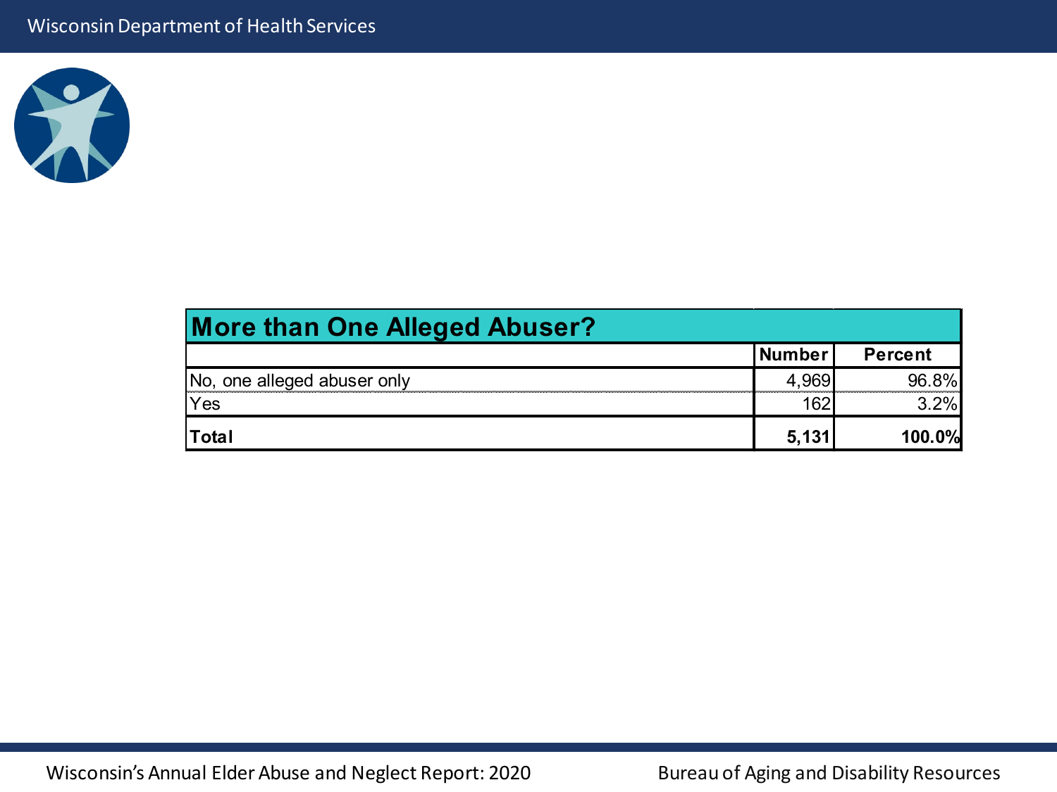| More than One Alleged Abuser? | | |
|---|---|---|
| | **Number** | **Percent** |
| No, one alleged abuser only | 4,969 | 96.8% |
| Yes | 162 | 3.2% |
| **Total** | **5,131** | **100.0%** |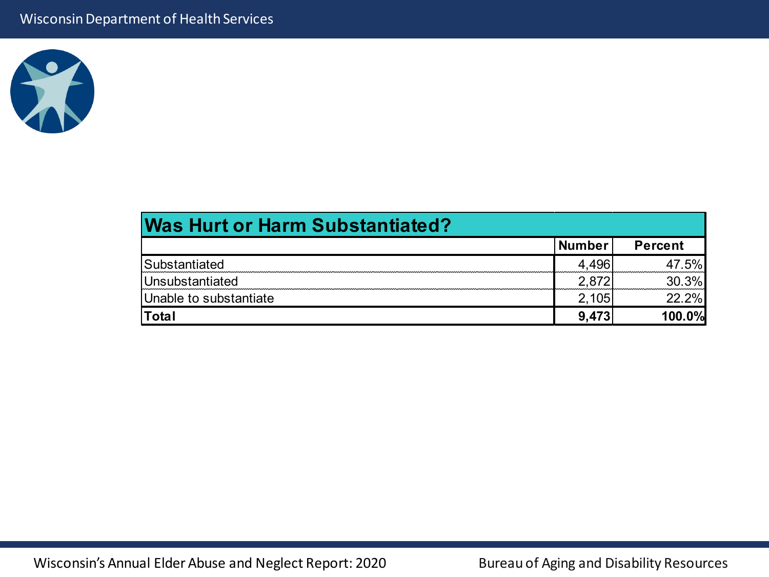## Was Hurt or Harm Substantiated?

| | Number | Percent |
|---|---|---|
| Substantiated | 4,496 | 47.5% |
| Unsubstantiated | 2,872 | 30.3% |
| Unable to substantiate | 2,105 | 22.2% |
| **Total** | **9,473** | **100.0%** |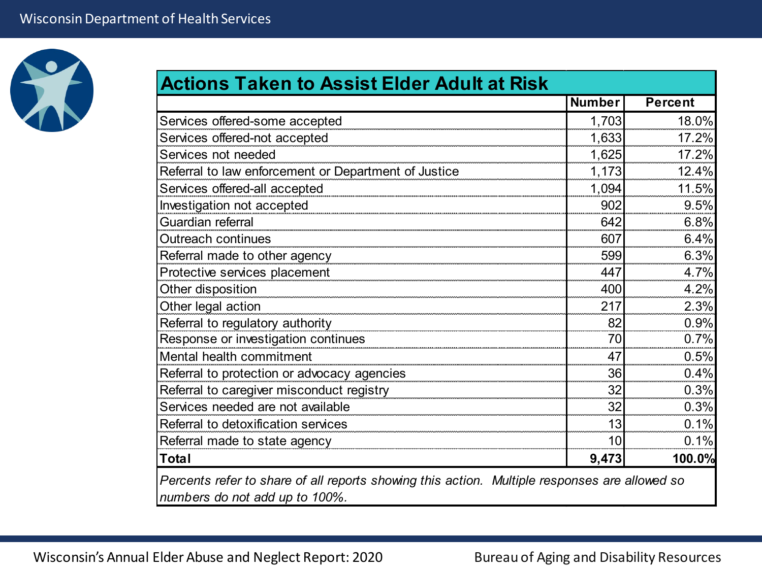## Actions Taken to Assist Elder Adult at Risk

| | Number | Percent |
|---|---|---|
| Services offered-some accepted | 1,703 | 18.0% |
| Services offered-not accepted | 1,633 | 17.2% |
| Services not needed | 1,625 | 17.2% |
| Referral to law enforcement or Department of Justice | 1,173 | 12.4% |
| Services offered-all accepted | 1,094 | 11.5% |
| Investigation not accepted | 902 | 9.5% |
| Guardian referral | 642 | 6.8% |
| Outreach continues | 607 | 6.4% |
| Referral made to other agency | 599 | 6.3% |
| Protective services placement | 447 | 4.7% |
| Other disposition | 400 | 4.2% |
| Other legal action | 217 | 2.3% |
| Referral to regulatory authority | 82 | 0.9% |
| Response or investigation continues | 70 | 0.7% |
| Mental health commitment | 47 | 0.5% |
| Referral to protection or advocacy agencies | 36 | 0.4% |
| Referral to caregiver misconduct registry | 32 | 0.3% |
| Services needed are not available | 32 | 0.3% |
| Referral to detoxification services | 13 | 0.1% |
| Referral made to state agency | 10 | 0.1% |
| **Total** | **9,473** | **100.0%** |

*Percents refer to share of all reports showing this action. Multiple responses are allowed so numbers do not add up to 100%.*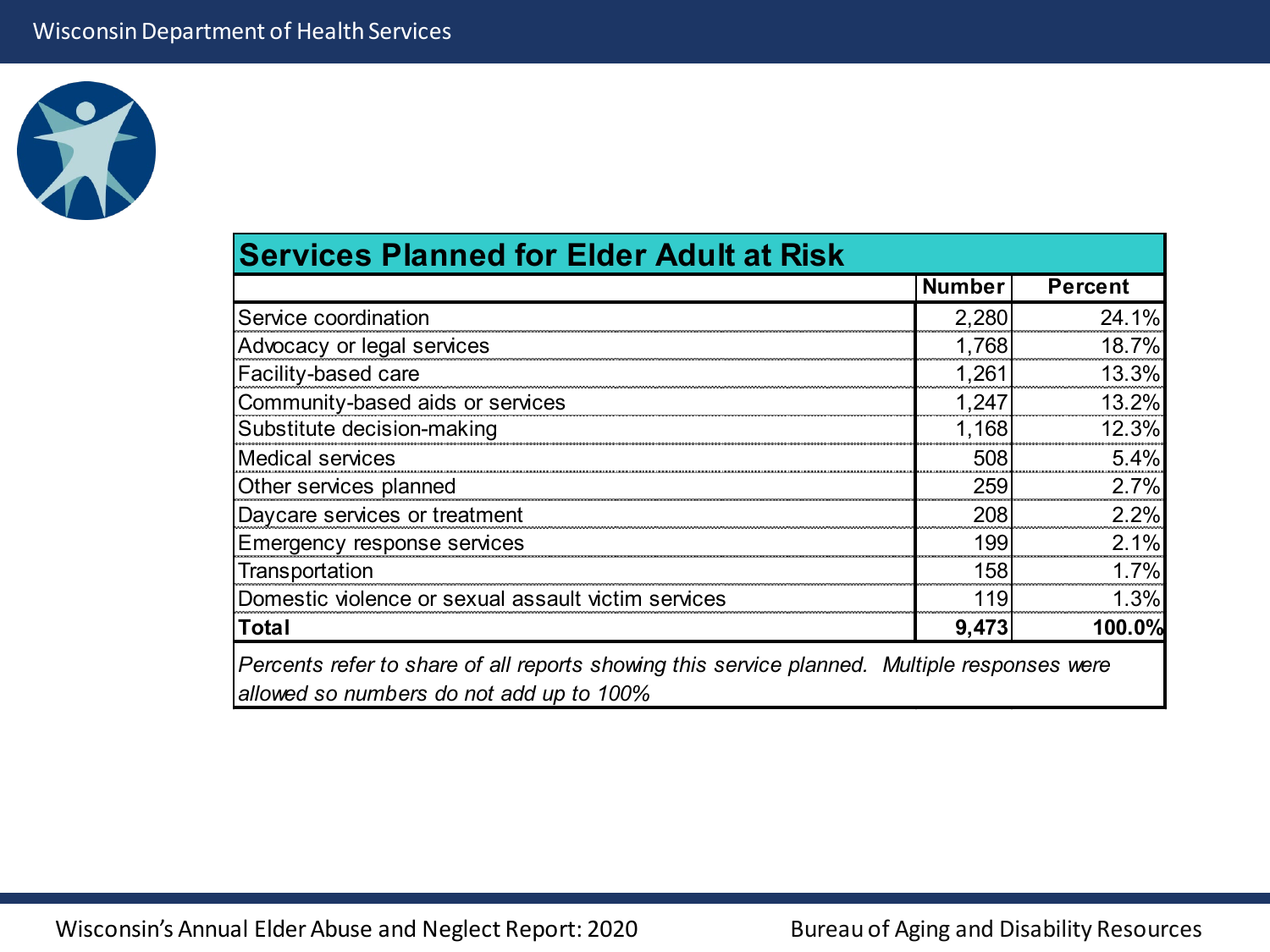## Services Planned for Elder Adult at Risk

| | Number | Percent |
|---|---|---|
| Service coordination | 2,280 | 24.1% |
| Advocacy or legal services | 1,768 | 18.7% |
| Facility-based care | 1,261 | 13.3% |
| Community-based aids or services | 1,247 | 13.2% |
| Substitute decision-making | 1,168 | 12.3% |
| Medical services | 508 | 5.4% |
| Other services planned | 259 | 2.7% |
| Daycare services or treatment | 208 | 2.2% |
| Emergency response services | 199 | 2.1% |
| Transportation | 158 | 1.7% |
| Domestic violence or sexual assault victim services | 119 | 1.3% |
| **Total** | **9,473** | **100.0%** |

*Percents refer to share of all reports showing this service planned. Multiple responses were allowed so numbers do not add up to 100%*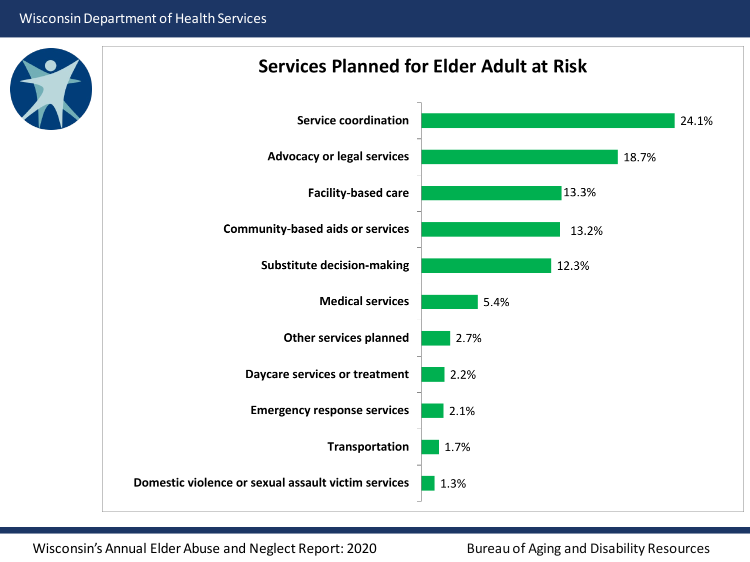# Services Planned for Elder Adult at Risk

| Service | Percent |
|---|---|
| Service coordination | 24.1% |
| Advocacy or legal services | 18.7% |
| Facility-based care | 13.3% |
| Community-based aids or services | 13.2% |
| Substitute decision-making | 12.3% |
| Medical services | 5.4% |
| Other services planned | 2.7% |
| Daycare services or treatment | 2.2% |
| Emergency response services | 2.1% |
| Transportation | 1.7% |
| Domestic violence or sexual assault victim services | 1.3% |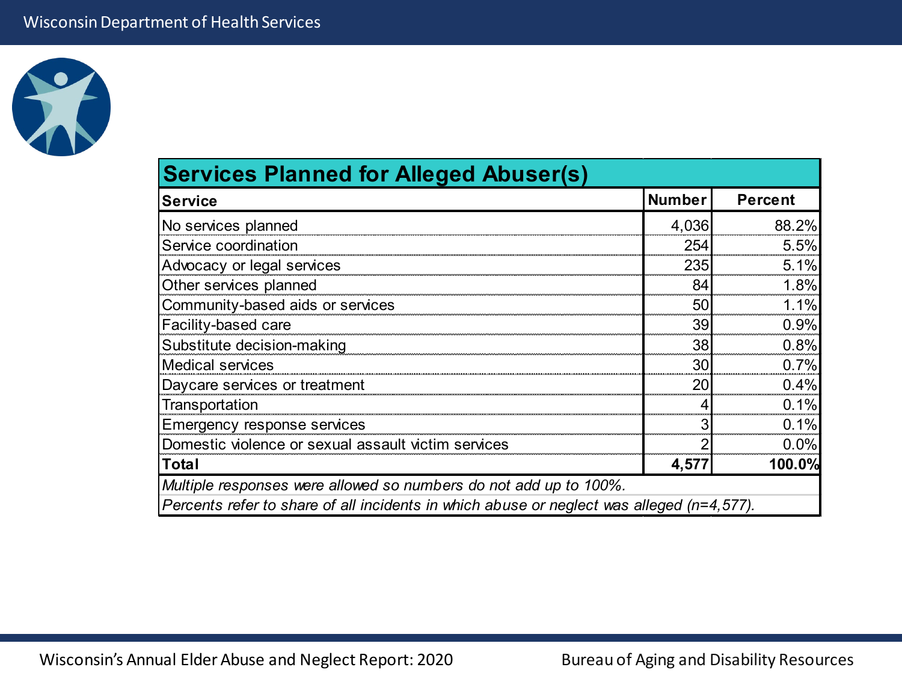## Services Planned for Alleged Abuser(s)

| Service | Number | Percent |
|---|---|---|
| No services planned | 4,036 | 88.2% |
| Service coordination | 254 | 5.5% |
| Advocacy or legal services | 235 | 5.1% |
| Other services planned | 84 | 1.8% |
| Community-based aids or services | 50 | 1.1% |
| Facility-based care | 39 | 0.9% |
| Substitute decision-making | 38 | 0.8% |
| Medical services | 30 | 0.7% |
| Daycare services or treatment | 20 | 0.4% |
| Transportation | 4 | 0.1% |
| Emergency response services | 3 | 0.1% |
| Domestic violence or sexual assault victim services | 2 | 0.0% |
| **Total** | **4,577** | **100.0%** |

*Multiple responses were allowed so numbers do not add up to 100%.*

*Percents refer to share of all incidents in which abuse or neglect was alleged (n=4,577).*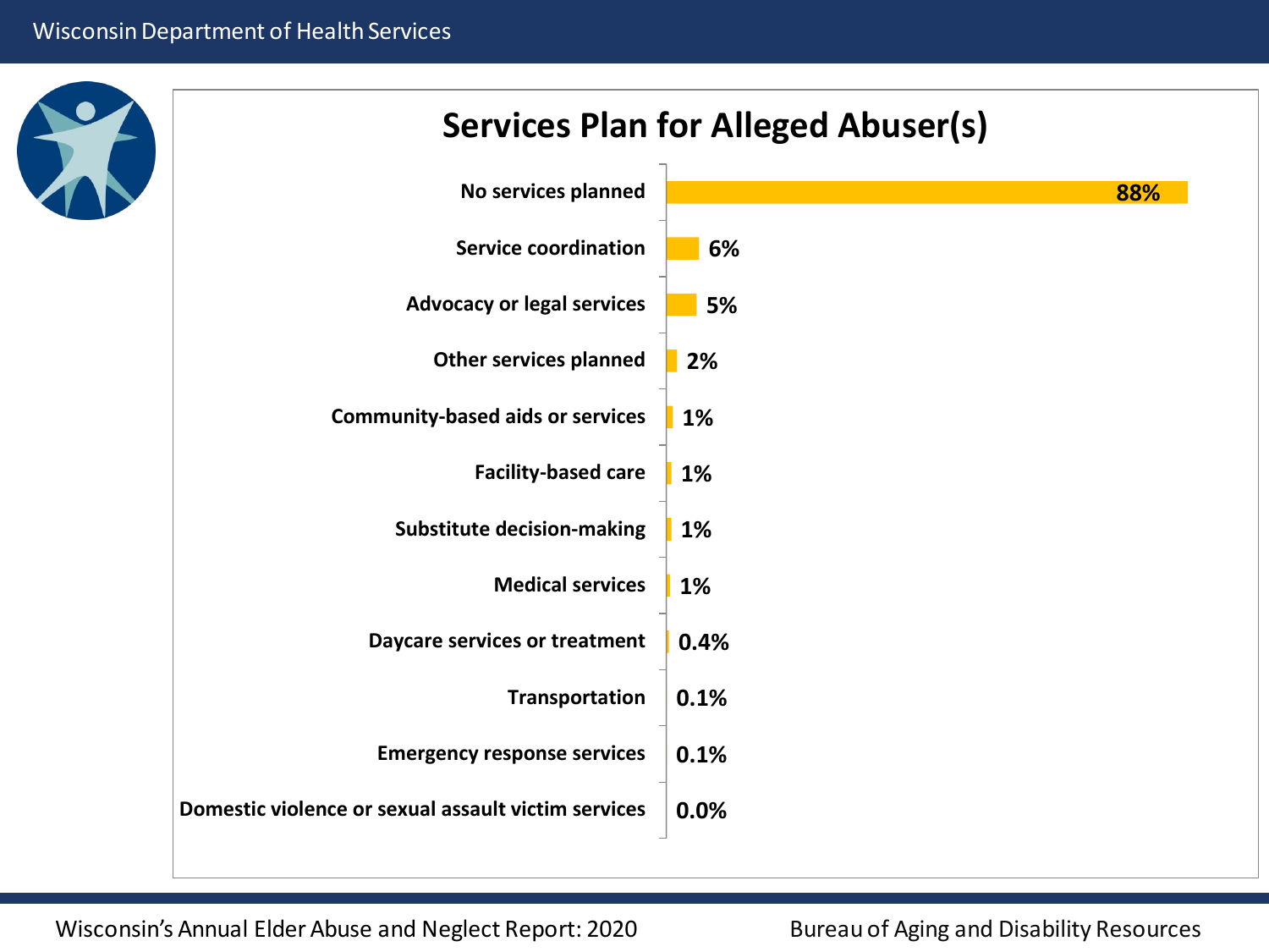## Services Plan for Alleged Abuser(s)

| Service | Percent |
|---|---|
| No services planned | 88% |
| Service coordination | 6% |
| Advocacy or legal services | 5% |
| Other services planned | 2% |
| Community-based aids or services | 1% |
| Facility-based care | 1% |
| Substitute decision-making | 1% |
| Medical services | 1% |
| Daycare services or treatment | 0.4% |
| Transportation | 0.1% |
| Emergency response services | 0.1% |
| Domestic violence or sexual assault victim services | 0.0% |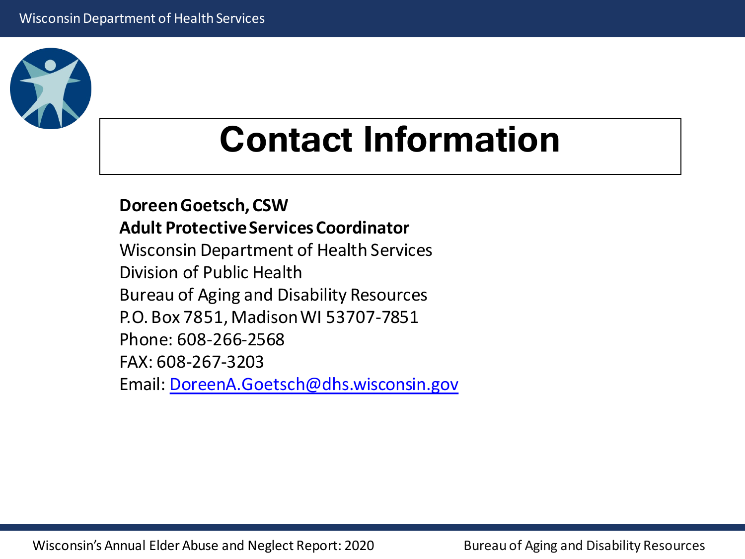# Contact Information

**Doreen Goetsch, CSW**
**Adult Protective Services Coordinator**
Wisconsin Department of Health Services
Division of Public Health
Bureau of Aging and Disability Resources
P.O. Box 7851, Madison WI 53707-7851
Phone: 608-266-2568
FAX: 608-267-3203
Email: DoreenA.Goetsch@dhs.wisconsin.gov